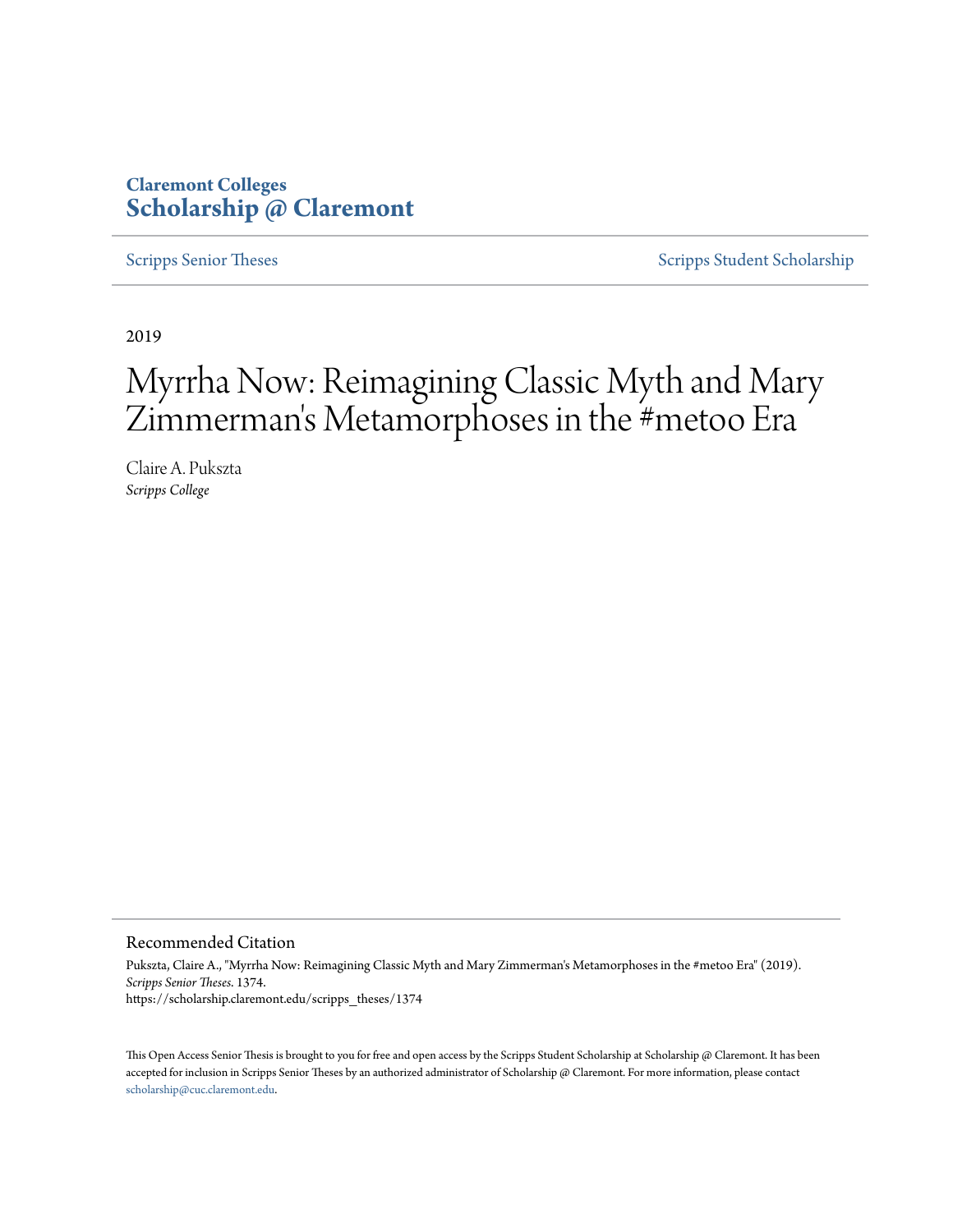**Claremont Colleges**
**Scholarship @ Claremont**

Scripps Senior Theses | Scripps Student Scholarship

2019

# Myrrha Now: Reimagining Classic Myth and Mary Zimmerman's Metamorphoses in the #metoo Era

Claire A. Pukszta
*Scripps College*

## Recommended Citation

Pukszta, Claire A., "Myrrha Now: Reimagining Classic Myth and Mary Zimmerman's Metamorphoses in the #metoo Era" (2019). *Scripps Senior Theses*. 1374.
https://scholarship.claremont.edu/scripps_theses/1374

This Open Access Senior Thesis is brought to you for free and open access by the Scripps Student Scholarship at Scholarship @ Claremont. It has been accepted for inclusion in Scripps Senior Theses by an authorized administrator of Scholarship @ Claremont. For more information, please contact scholarship@cuc.claremont.edu.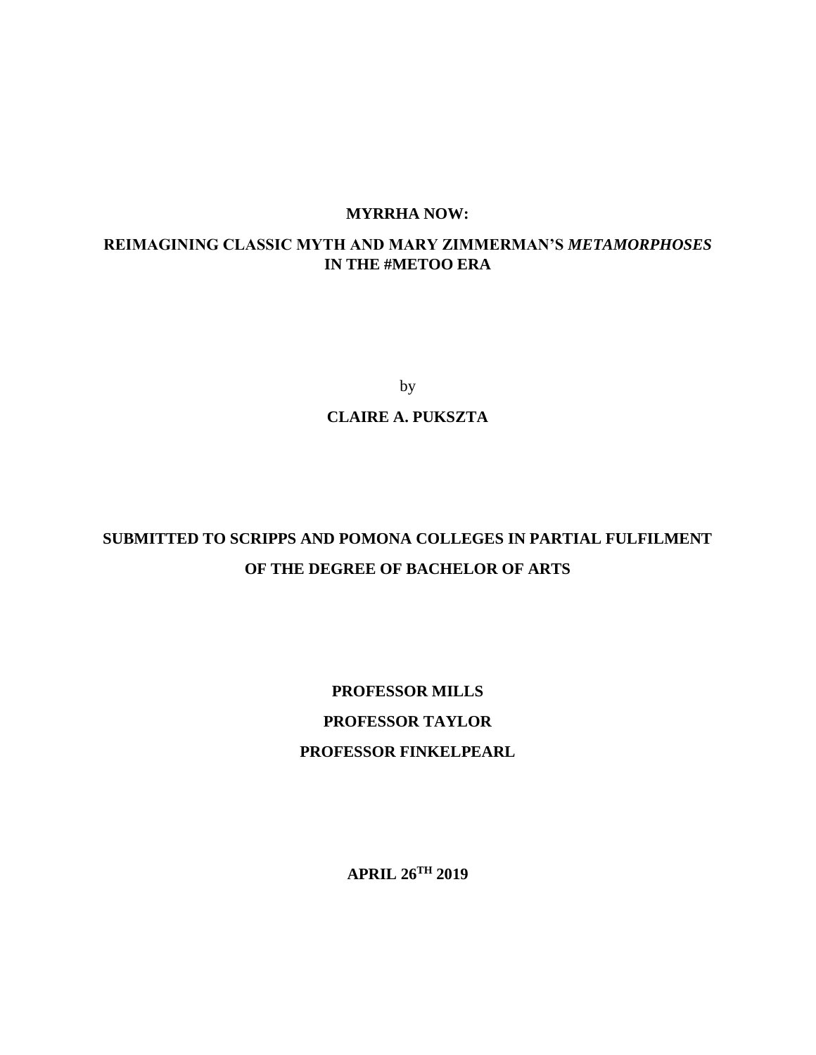# MYRRHA NOW:

## REIMAGINING CLASSIC MYTH AND MARY ZIMMERMAN'S *METAMORPHOSES* IN THE #METOO ERA

by

**CLAIRE A. PUKSZTA**

**SUBMITTED TO SCRIPPS AND POMONA COLLEGES IN PARTIAL FULFILMENT OF THE DEGREE OF BACHELOR OF ARTS**

**PROFESSOR MILLS**

**PROFESSOR TAYLOR**

**PROFESSOR FINKELPEARL**

**APRIL 26TH 2019**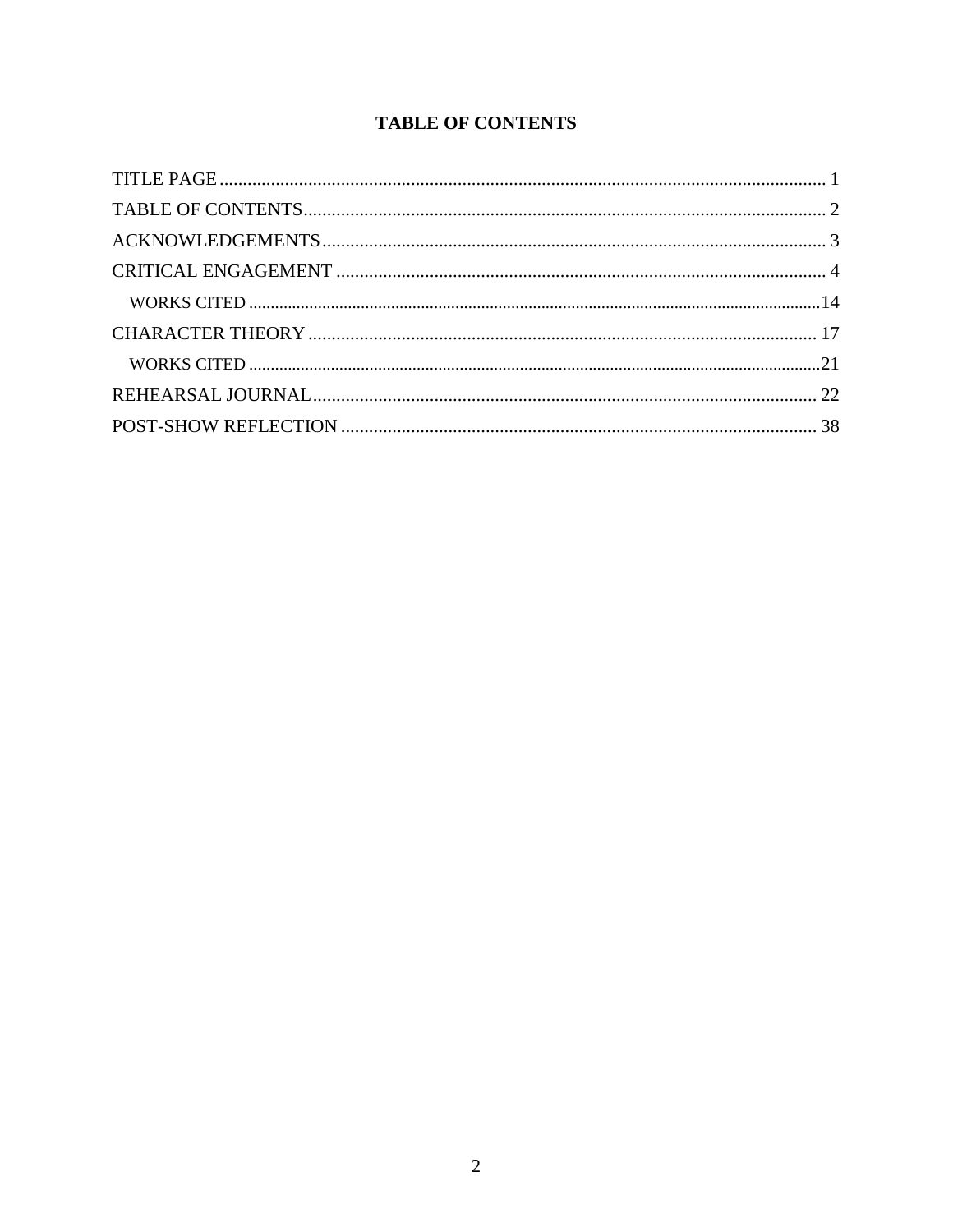# TABLE OF CONTENTS

TITLE PAGE .................................................. 1

TABLE OF CONTENTS .................................................. 2

ACKNOWLEDGEMENTS .................................................. 3

CRITICAL ENGAGEMENT .................................................. 4

- WORKS CITED .................................................. 14

CHARACTER THEORY .................................................. 17

- WORKS CITED .................................................. 21

REHEARSAL JOURNAL .................................................. 22

POST-SHOW REFLECTION .................................................. 38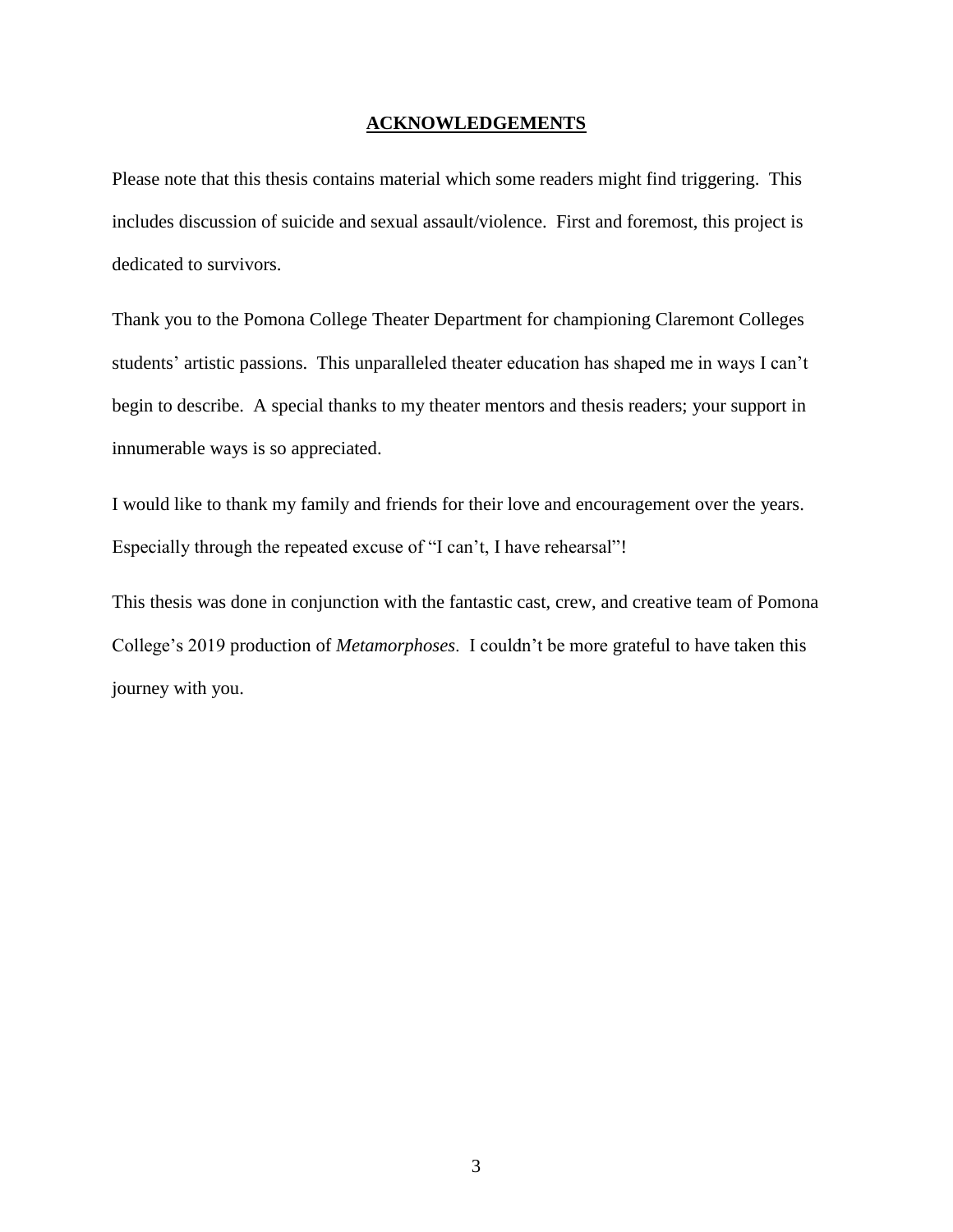## **ACKNOWLEDGEMENTS**

Please note that this thesis contains material which some readers might find triggering. This includes discussion of suicide and sexual assault/violence. First and foremost, this project is dedicated to survivors.

Thank you to the Pomona College Theater Department for championing Claremont Colleges students' artistic passions. This unparalleled theater education has shaped me in ways I can't begin to describe. A special thanks to my theater mentors and thesis readers; your support in innumerable ways is so appreciated.

I would like to thank my family and friends for their love and encouragement over the years. Especially through the repeated excuse of "I can't, I have rehearsal"!

This thesis was done in conjunction with the fantastic cast, crew, and creative team of Pomona College's 2019 production of *Metamorphoses*. I couldn't be more grateful to have taken this journey with you.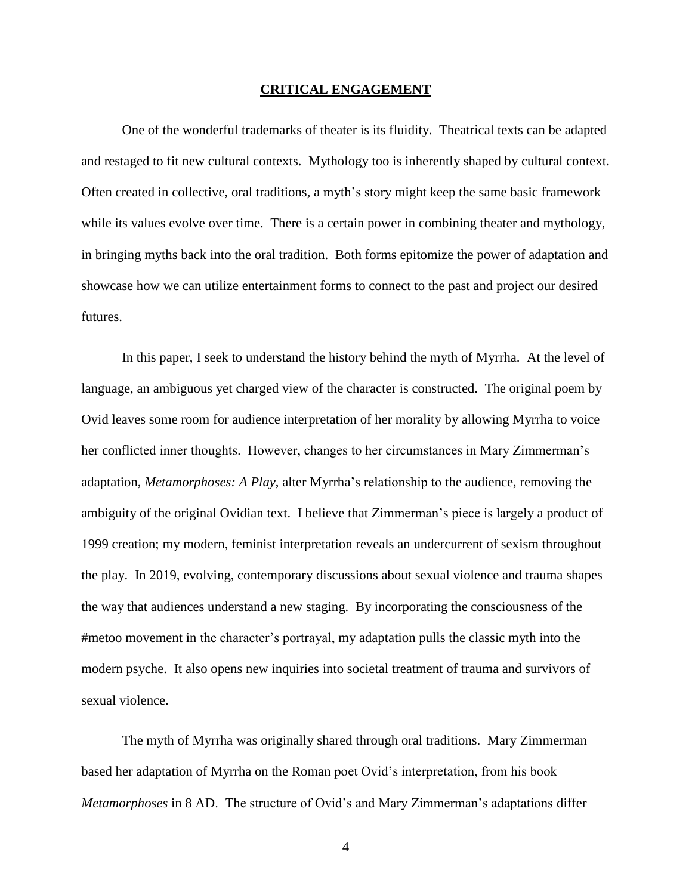## CRITICAL ENGAGEMENT

One of the wonderful trademarks of theater is its fluidity. Theatrical texts can be adapted and restaged to fit new cultural contexts. Mythology too is inherently shaped by cultural context. Often created in collective, oral traditions, a myth's story might keep the same basic framework while its values evolve over time. There is a certain power in combining theater and mythology, in bringing myths back into the oral tradition. Both forms epitomize the power of adaptation and showcase how we can utilize entertainment forms to connect to the past and project our desired futures.

In this paper, I seek to understand the history behind the myth of Myrrha. At the level of language, an ambiguous yet charged view of the character is constructed. The original poem by Ovid leaves some room for audience interpretation of her morality by allowing Myrrha to voice her conflicted inner thoughts. However, changes to her circumstances in Mary Zimmerman's adaptation, *Metamorphoses: A Play*, alter Myrrha's relationship to the audience, removing the ambiguity of the original Ovidian text. I believe that Zimmerman's piece is largely a product of 1999 creation; my modern, feminist interpretation reveals an undercurrent of sexism throughout the play. In 2019, evolving, contemporary discussions about sexual violence and trauma shapes the way that audiences understand a new staging. By incorporating the consciousness of the #metoo movement in the character's portrayal, my adaptation pulls the classic myth into the modern psyche. It also opens new inquiries into societal treatment of trauma and survivors of sexual violence.

The myth of Myrrha was originally shared through oral traditions. Mary Zimmerman based her adaptation of Myrrha on the Roman poet Ovid's interpretation, from his book *Metamorphoses* in 8 AD. The structure of Ovid's and Mary Zimmerman's adaptations differ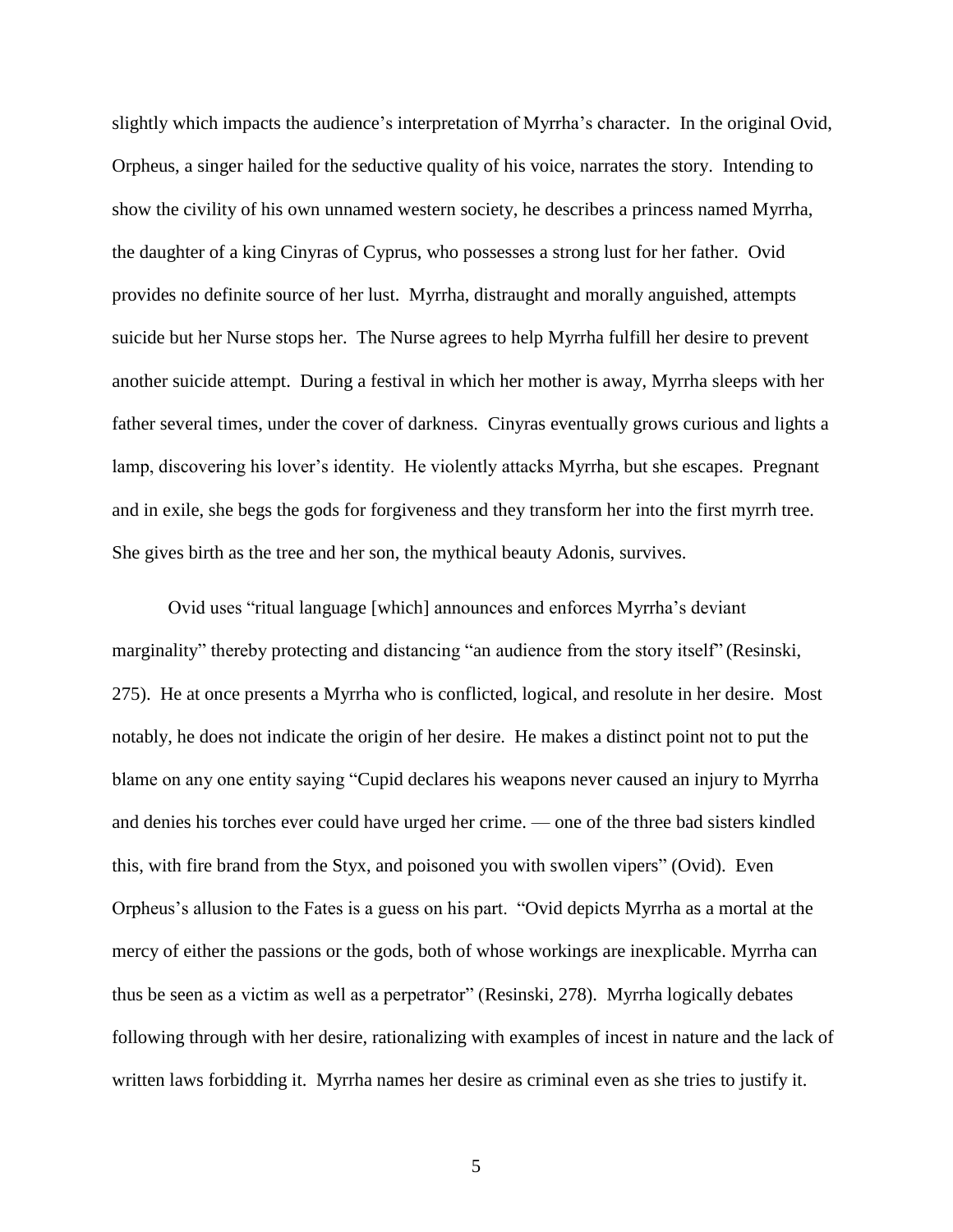slightly which impacts the audience's interpretation of Myrrha's character. In the original Ovid, Orpheus, a singer hailed for the seductive quality of his voice, narrates the story. Intending to show the civility of his own unnamed western society, he describes a princess named Myrrha, the daughter of a king Cinyras of Cyprus, who possesses a strong lust for her father. Ovid provides no definite source of her lust. Myrrha, distraught and morally anguished, attempts suicide but her Nurse stops her. The Nurse agrees to help Myrrha fulfill her desire to prevent another suicide attempt. During a festival in which her mother is away, Myrrha sleeps with her father several times, under the cover of darkness. Cinyras eventually grows curious and lights a lamp, discovering his lover's identity. He violently attacks Myrrha, but she escapes. Pregnant and in exile, she begs the gods for forgiveness and they transform her into the first myrrh tree. She gives birth as the tree and her son, the mythical beauty Adonis, survives.

Ovid uses "ritual language [which] announces and enforces Myrrha's deviant marginality" thereby protecting and distancing "an audience from the story itself" (Resinski, 275). He at once presents a Myrrha who is conflicted, logical, and resolute in her desire. Most notably, he does not indicate the origin of her desire. He makes a distinct point not to put the blame on any one entity saying "Cupid declares his weapons never caused an injury to Myrrha and denies his torches ever could have urged her crime. — one of the three bad sisters kindled this, with fire brand from the Styx, and poisoned you with swollen vipers" (Ovid). Even Orpheus's allusion to the Fates is a guess on his part. "Ovid depicts Myrrha as a mortal at the mercy of either the passions or the gods, both of whose workings are inexplicable. Myrrha can thus be seen as a victim as well as a perpetrator" (Resinski, 278). Myrrha logically debates following through with her desire, rationalizing with examples of incest in nature and the lack of written laws forbidding it. Myrrha names her desire as criminal even as she tries to justify it.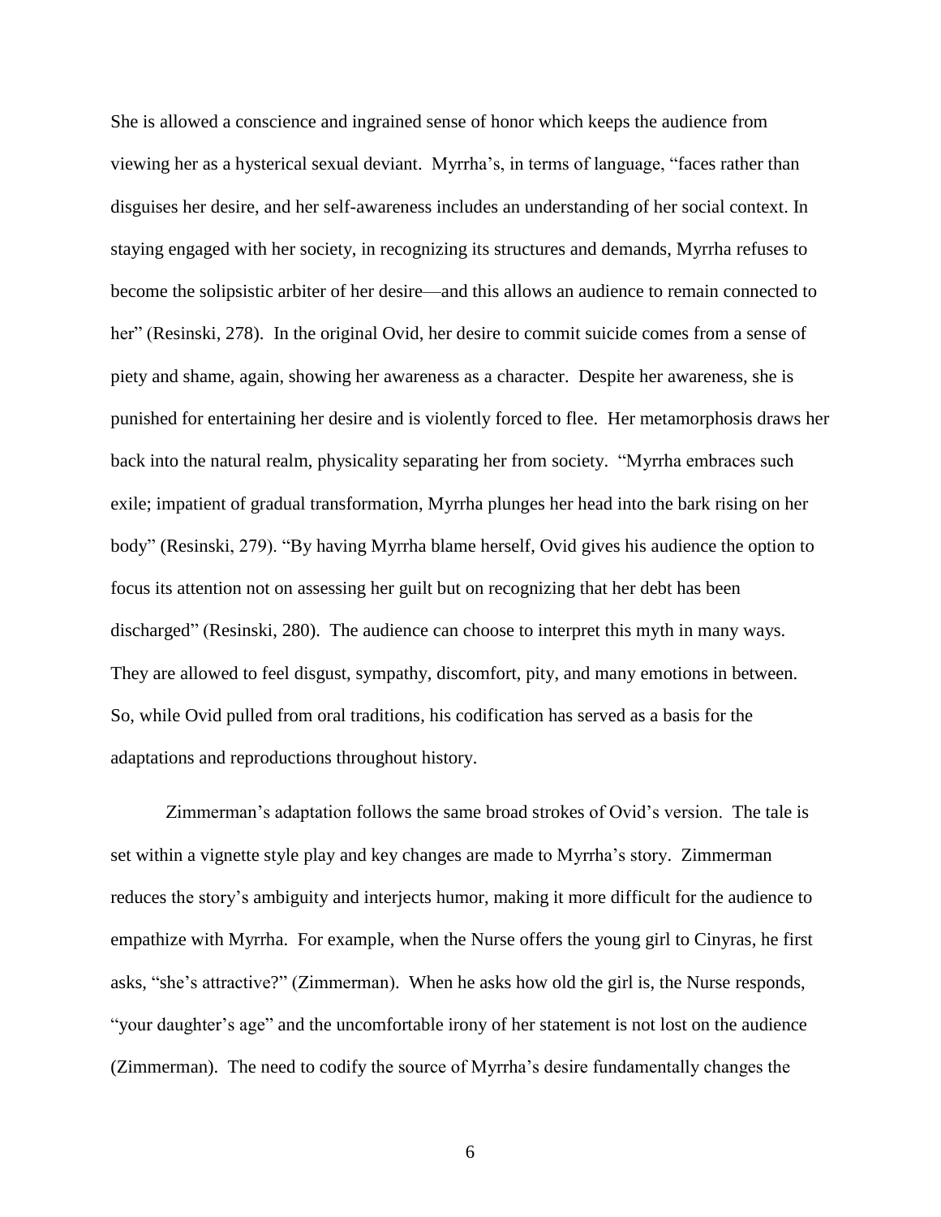She is allowed a conscience and ingrained sense of honor which keeps the audience from viewing her as a hysterical sexual deviant. Myrrha's, in terms of language, "faces rather than disguises her desire, and her self-awareness includes an understanding of her social context. In staying engaged with her society, in recognizing its structures and demands, Myrrha refuses to become the solipsistic arbiter of her desire—and this allows an audience to remain connected to her" (Resinski, 278). In the original Ovid, her desire to commit suicide comes from a sense of piety and shame, again, showing her awareness as a character. Despite her awareness, she is punished for entertaining her desire and is violently forced to flee. Her metamorphosis draws her back into the natural realm, physicality separating her from society. "Myrrha embraces such exile; impatient of gradual transformation, Myrrha plunges her head into the bark rising on her body" (Resinski, 279). "By having Myrrha blame herself, Ovid gives his audience the option to focus its attention not on assessing her guilt but on recognizing that her debt has been discharged" (Resinski, 280). The audience can choose to interpret this myth in many ways. They are allowed to feel disgust, sympathy, discomfort, pity, and many emotions in between. So, while Ovid pulled from oral traditions, his codification has served as a basis for the adaptations and reproductions throughout history.

Zimmerman's adaptation follows the same broad strokes of Ovid's version. The tale is set within a vignette style play and key changes are made to Myrrha's story. Zimmerman reduces the story's ambiguity and interjects humor, making it more difficult for the audience to empathize with Myrrha. For example, when the Nurse offers the young girl to Cinyras, he first asks, "she's attractive?" (Zimmerman). When he asks how old the girl is, the Nurse responds, "your daughter's age" and the uncomfortable irony of her statement is not lost on the audience (Zimmerman). The need to codify the source of Myrrha's desire fundamentally changes the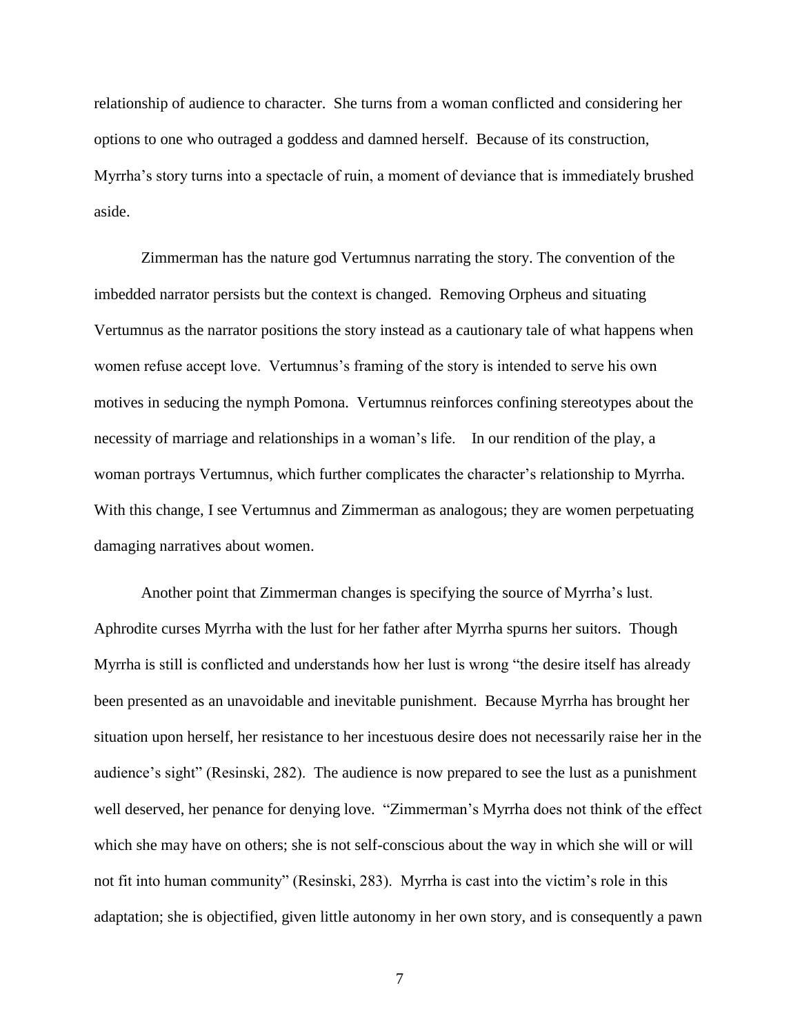relationship of audience to character. She turns from a woman conflicted and considering her options to one who outraged a goddess and damned herself. Because of its construction, Myrrha's story turns into a spectacle of ruin, a moment of deviance that is immediately brushed aside.

Zimmerman has the nature god Vertumnus narrating the story. The convention of the imbedded narrator persists but the context is changed. Removing Orpheus and situating Vertumnus as the narrator positions the story instead as a cautionary tale of what happens when women refuse accept love. Vertumnus's framing of the story is intended to serve his own motives in seducing the nymph Pomona. Vertumnus reinforces confining stereotypes about the necessity of marriage and relationships in a woman's life. In our rendition of the play, a woman portrays Vertumnus, which further complicates the character's relationship to Myrrha. With this change, I see Vertumnus and Zimmerman as analogous; they are women perpetuating damaging narratives about women.

Another point that Zimmerman changes is specifying the source of Myrrha's lust. Aphrodite curses Myrrha with the lust for her father after Myrrha spurns her suitors. Though Myrrha is still is conflicted and understands how her lust is wrong "the desire itself has already been presented as an unavoidable and inevitable punishment. Because Myrrha has brought her situation upon herself, her resistance to her incestuous desire does not necessarily raise her in the audience's sight" (Resinski, 282). The audience is now prepared to see the lust as a punishment well deserved, her penance for denying love. "Zimmerman's Myrrha does not think of the effect which she may have on others; she is not self-conscious about the way in which she will or will not fit into human community" (Resinski, 283). Myrrha is cast into the victim's role in this adaptation; she is objectified, given little autonomy in her own story, and is consequently a pawn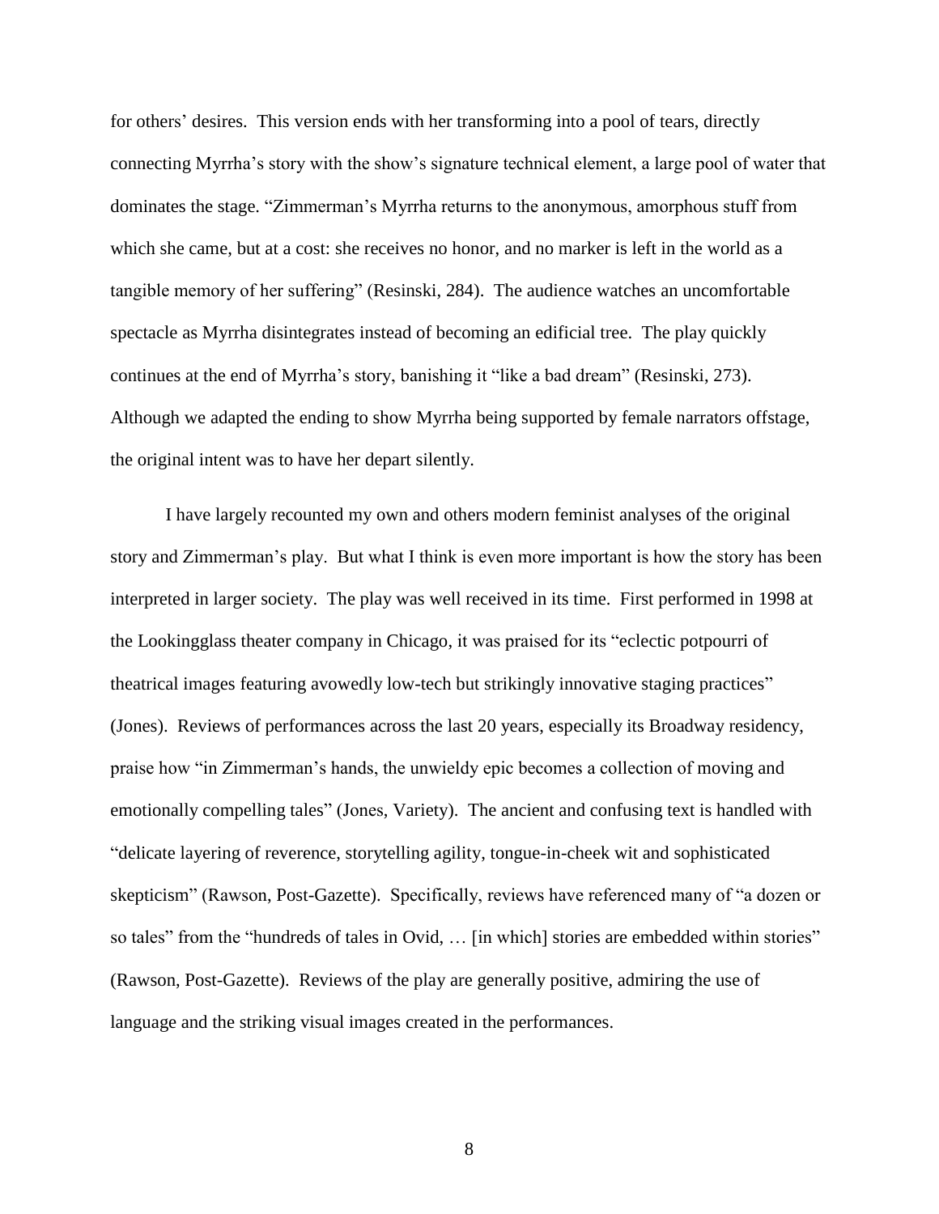for others' desires. This version ends with her transforming into a pool of tears, directly connecting Myrrha's story with the show's signature technical element, a large pool of water that dominates the stage. "Zimmerman's Myrrha returns to the anonymous, amorphous stuff from which she came, but at a cost: she receives no honor, and no marker is left in the world as a tangible memory of her suffering" (Resinski, 284). The audience watches an uncomfortable spectacle as Myrrha disintegrates instead of becoming an edificial tree. The play quickly continues at the end of Myrrha's story, banishing it "like a bad dream" (Resinski, 273). Although we adapted the ending to show Myrrha being supported by female narrators offstage, the original intent was to have her depart silently.

I have largely recounted my own and others modern feminist analyses of the original story and Zimmerman's play. But what I think is even more important is how the story has been interpreted in larger society. The play was well received in its time. First performed in 1998 at the Lookingglass theater company in Chicago, it was praised for its "eclectic potpourri of theatrical images featuring avowedly low-tech but strikingly innovative staging practices" (Jones). Reviews of performances across the last 20 years, especially its Broadway residency, praise how "in Zimmerman's hands, the unwieldy epic becomes a collection of moving and emotionally compelling tales" (Jones, Variety). The ancient and confusing text is handled with "delicate layering of reverence, storytelling agility, tongue-in-cheek wit and sophisticated skepticism" (Rawson, Post-Gazette). Specifically, reviews have referenced many of "a dozen or so tales" from the "hundreds of tales in Ovid, … [in which] stories are embedded within stories" (Rawson, Post-Gazette). Reviews of the play are generally positive, admiring the use of language and the striking visual images created in the performances.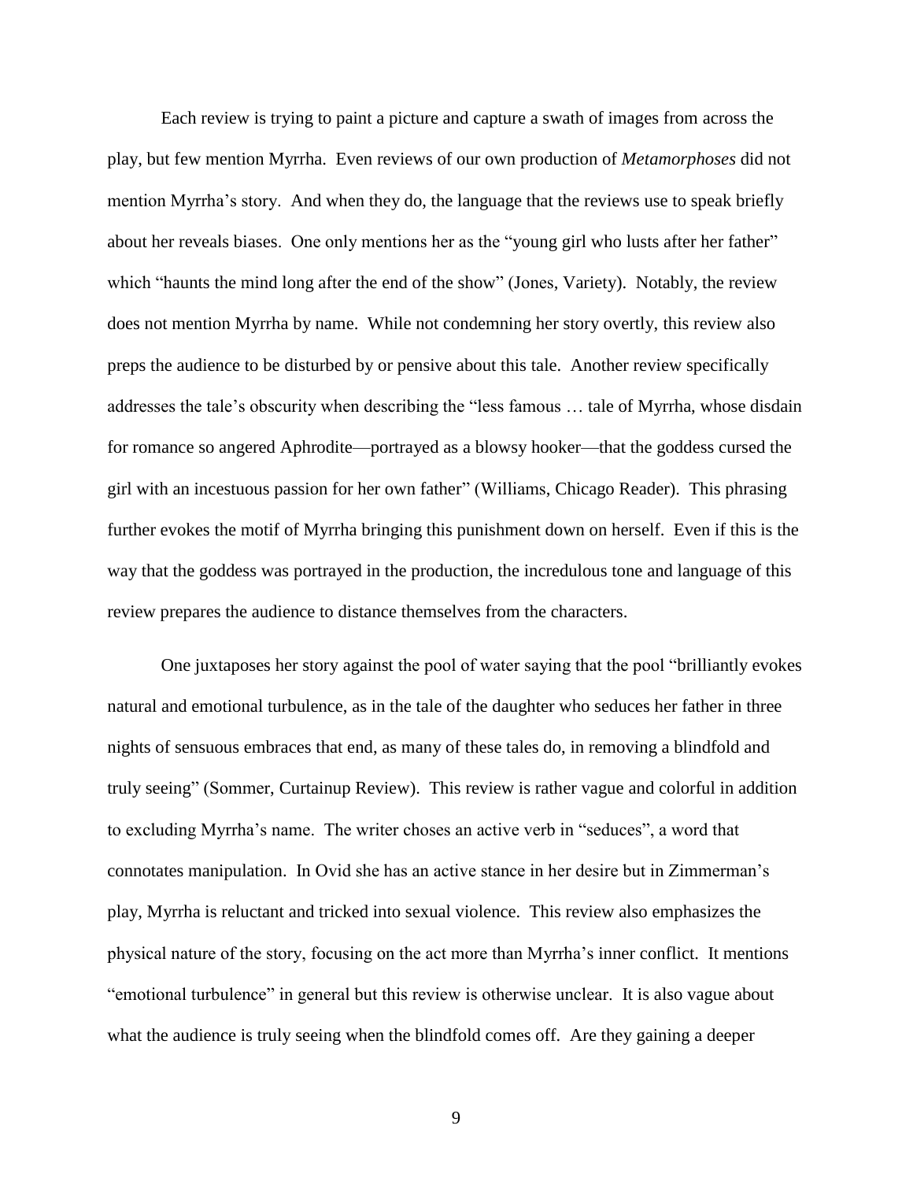Each review is trying to paint a picture and capture a swath of images from across the play, but few mention Myrrha. Even reviews of our own production of *Metamorphoses* did not mention Myrrha's story. And when they do, the language that the reviews use to speak briefly about her reveals biases. One only mentions her as the "young girl who lusts after her father" which "haunts the mind long after the end of the show" (Jones, Variety). Notably, the review does not mention Myrrha by name. While not condemning her story overtly, this review also preps the audience to be disturbed by or pensive about this tale. Another review specifically addresses the tale's obscurity when describing the "less famous … tale of Myrrha, whose disdain for romance so angered Aphrodite—portrayed as a blowsy hooker—that the goddess cursed the girl with an incestuous passion for her own father" (Williams, Chicago Reader). This phrasing further evokes the motif of Myrrha bringing this punishment down on herself. Even if this is the way that the goddess was portrayed in the production, the incredulous tone and language of this review prepares the audience to distance themselves from the characters.

One juxtaposes her story against the pool of water saying that the pool "brilliantly evokes natural and emotional turbulence, as in the tale of the daughter who seduces her father in three nights of sensuous embraces that end, as many of these tales do, in removing a blindfold and truly seeing" (Sommer, Curtainup Review). This review is rather vague and colorful in addition to excluding Myrrha's name. The writer choses an active verb in "seduces", a word that connotates manipulation. In Ovid she has an active stance in her desire but in Zimmerman's play, Myrrha is reluctant and tricked into sexual violence. This review also emphasizes the physical nature of the story, focusing on the act more than Myrrha's inner conflict. It mentions "emotional turbulence" in general but this review is otherwise unclear. It is also vague about what the audience is truly seeing when the blindfold comes off. Are they gaining a deeper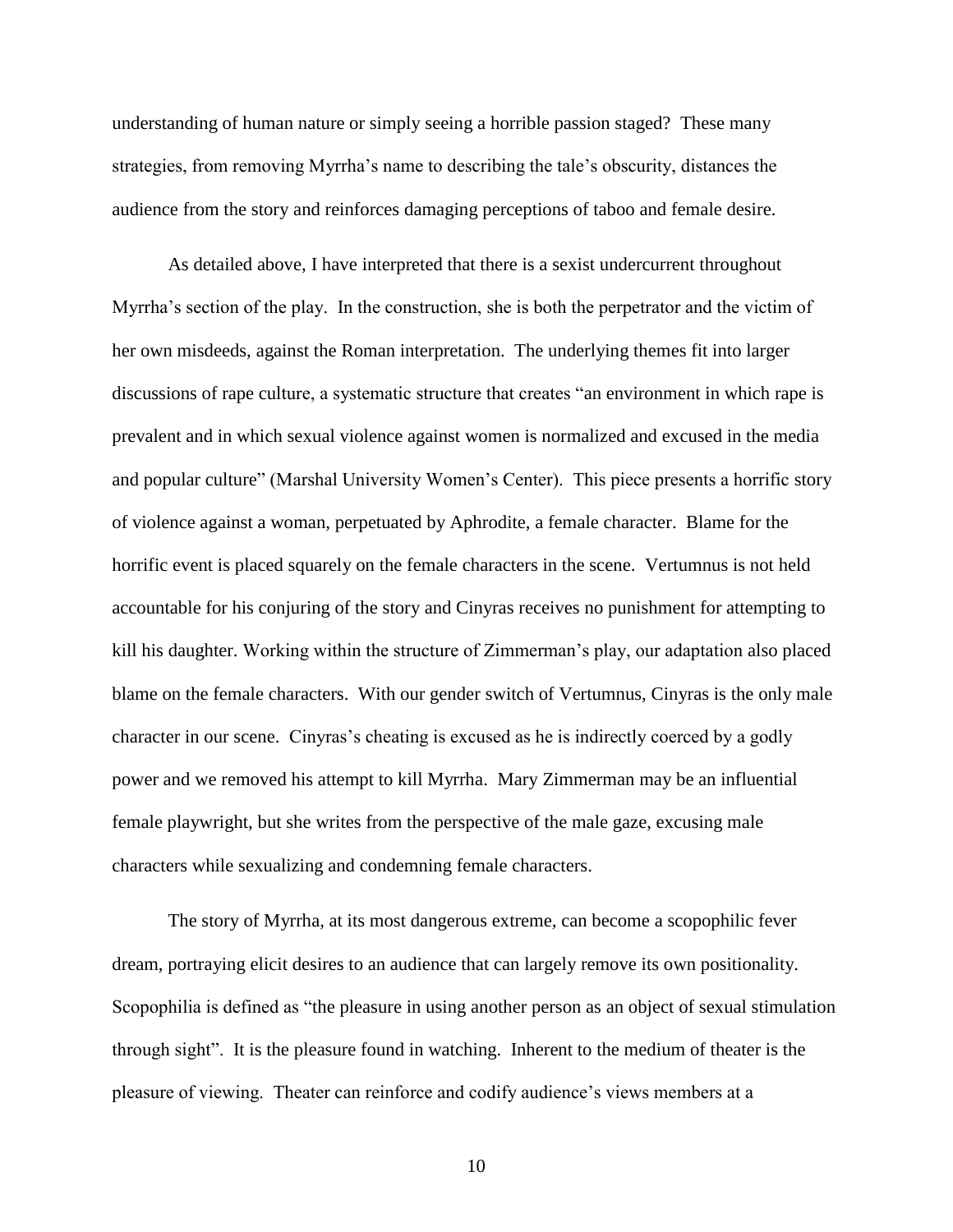understanding of human nature or simply seeing a horrible passion staged? These many strategies, from removing Myrrha's name to describing the tale's obscurity, distances the audience from the story and reinforces damaging perceptions of taboo and female desire.

As detailed above, I have interpreted that there is a sexist undercurrent throughout Myrrha's section of the play. In the construction, she is both the perpetrator and the victim of her own misdeeds, against the Roman interpretation. The underlying themes fit into larger discussions of rape culture, a systematic structure that creates "an environment in which rape is prevalent and in which sexual violence against women is normalized and excused in the media and popular culture" (Marshal University Women's Center). This piece presents a horrific story of violence against a woman, perpetuated by Aphrodite, a female character. Blame for the horrific event is placed squarely on the female characters in the scene. Vertumnus is not held accountable for his conjuring of the story and Cinyras receives no punishment for attempting to kill his daughter. Working within the structure of Zimmerman's play, our adaptation also placed blame on the female characters. With our gender switch of Vertumnus, Cinyras is the only male character in our scene. Cinyras's cheating is excused as he is indirectly coerced by a godly power and we removed his attempt to kill Myrrha. Mary Zimmerman may be an influential female playwright, but she writes from the perspective of the male gaze, excusing male characters while sexualizing and condemning female characters.

The story of Myrrha, at its most dangerous extreme, can become a scopophilic fever dream, portraying elicit desires to an audience that can largely remove its own positionality. Scopophilia is defined as "the pleasure in using another person as an object of sexual stimulation through sight". It is the pleasure found in watching. Inherent to the medium of theater is the pleasure of viewing. Theater can reinforce and codify audience's views members at a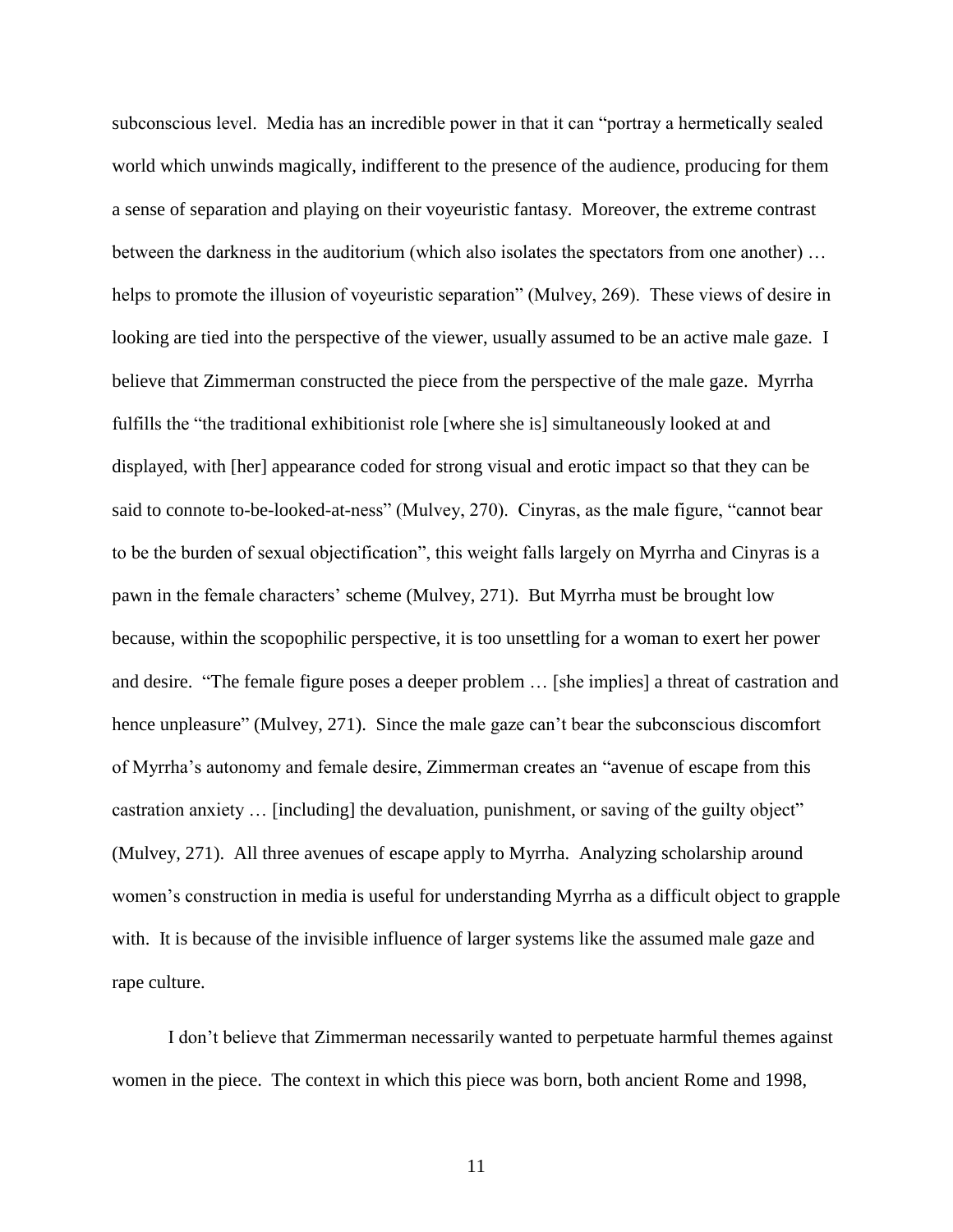subconscious level. Media has an incredible power in that it can "portray a hermetically sealed world which unwinds magically, indifferent to the presence of the audience, producing for them a sense of separation and playing on their voyeuristic fantasy. Moreover, the extreme contrast between the darkness in the auditorium (which also isolates the spectators from one another) … helps to promote the illusion of voyeuristic separation" (Mulvey, 269). These views of desire in looking are tied into the perspective of the viewer, usually assumed to be an active male gaze. I believe that Zimmerman constructed the piece from the perspective of the male gaze. Myrrha fulfills the "the traditional exhibitionist role [where she is] simultaneously looked at and displayed, with [her] appearance coded for strong visual and erotic impact so that they can be said to connote to-be-looked-at-ness" (Mulvey, 270). Cinyras, as the male figure, "cannot bear to be the burden of sexual objectification", this weight falls largely on Myrrha and Cinyras is a pawn in the female characters' scheme (Mulvey, 271). But Myrrha must be brought low because, within the scopophilic perspective, it is too unsettling for a woman to exert her power and desire. "The female figure poses a deeper problem … [she implies] a threat of castration and hence unpleasure" (Mulvey, 271). Since the male gaze can't bear the subconscious discomfort of Myrrha's autonomy and female desire, Zimmerman creates an "avenue of escape from this castration anxiety … [including] the devaluation, punishment, or saving of the guilty object" (Mulvey, 271). All three avenues of escape apply to Myrrha. Analyzing scholarship around women's construction in media is useful for understanding Myrrha as a difficult object to grapple with. It is because of the invisible influence of larger systems like the assumed male gaze and rape culture.

I don't believe that Zimmerman necessarily wanted to perpetuate harmful themes against women in the piece. The context in which this piece was born, both ancient Rome and 1998,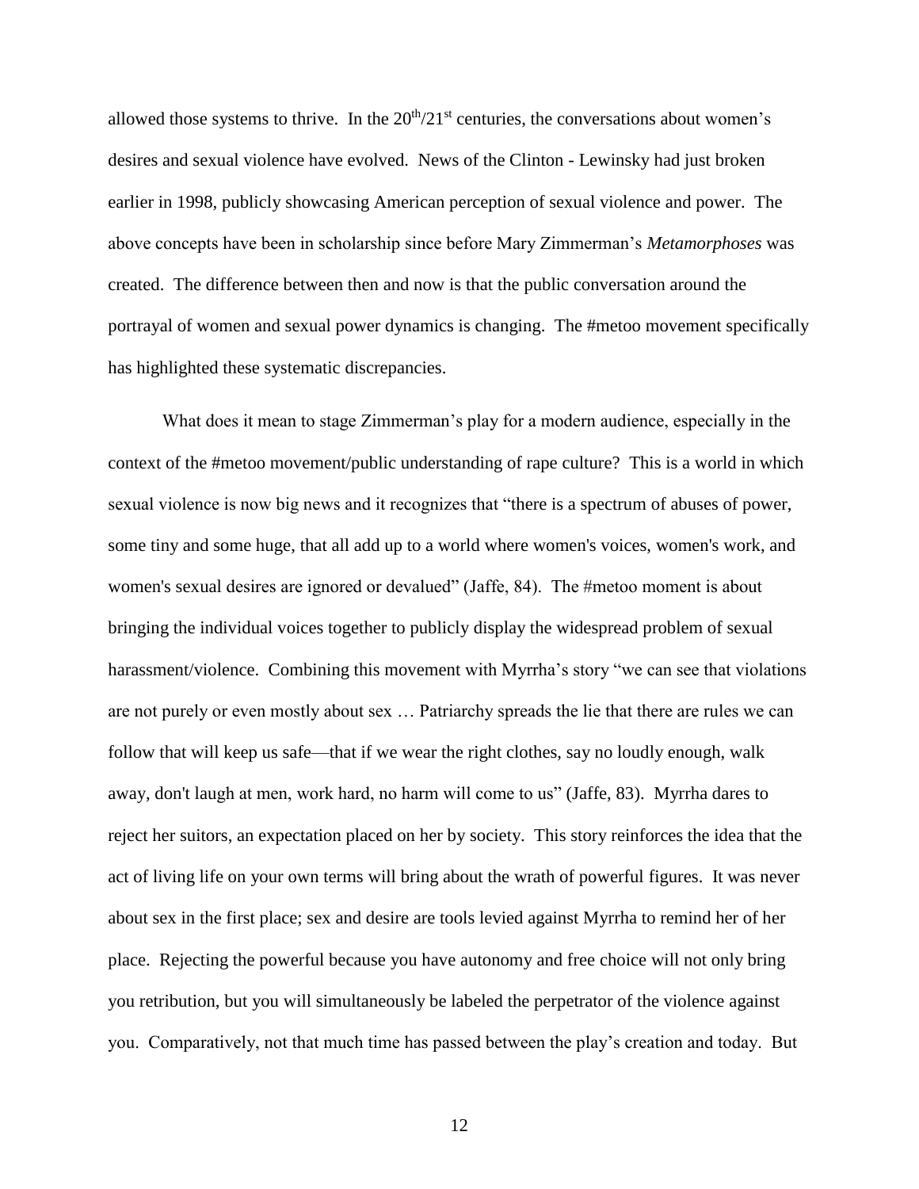allowed those systems to thrive. In the $20^{th}/21^{st}$ centuries, the conversations about women's desires and sexual violence have evolved. News of the Clinton - Lewinsky had just broken earlier in 1998, publicly showcasing American perception of sexual violence and power. The above concepts have been in scholarship since before Mary Zimmerman's *Metamorphoses* was created. The difference between then and now is that the public conversation around the portrayal of women and sexual power dynamics is changing. The #metoo movement specifically has highlighted these systematic discrepancies.

What does it mean to stage Zimmerman's play for a modern audience, especially in the context of the #metoo movement/public understanding of rape culture? This is a world in which sexual violence is now big news and it recognizes that "there is a spectrum of abuses of power, some tiny and some huge, that all add up to a world where women's voices, women's work, and women's sexual desires are ignored or devalued" (Jaffe, 84). The #metoo moment is about bringing the individual voices together to publicly display the widespread problem of sexual harassment/violence. Combining this movement with Myrrha's story "we can see that violations are not purely or even mostly about sex … Patriarchy spreads the lie that there are rules we can follow that will keep us safe—that if we wear the right clothes, say no loudly enough, walk away, don't laugh at men, work hard, no harm will come to us" (Jaffe, 83). Myrrha dares to reject her suitors, an expectation placed on her by society. This story reinforces the idea that the act of living life on your own terms will bring about the wrath of powerful figures. It was never about sex in the first place; sex and desire are tools levied against Myrrha to remind her of her place. Rejecting the powerful because you have autonomy and free choice will not only bring you retribution, but you will simultaneously be labeled the perpetrator of the violence against you. Comparatively, not that much time has passed between the play's creation and today. But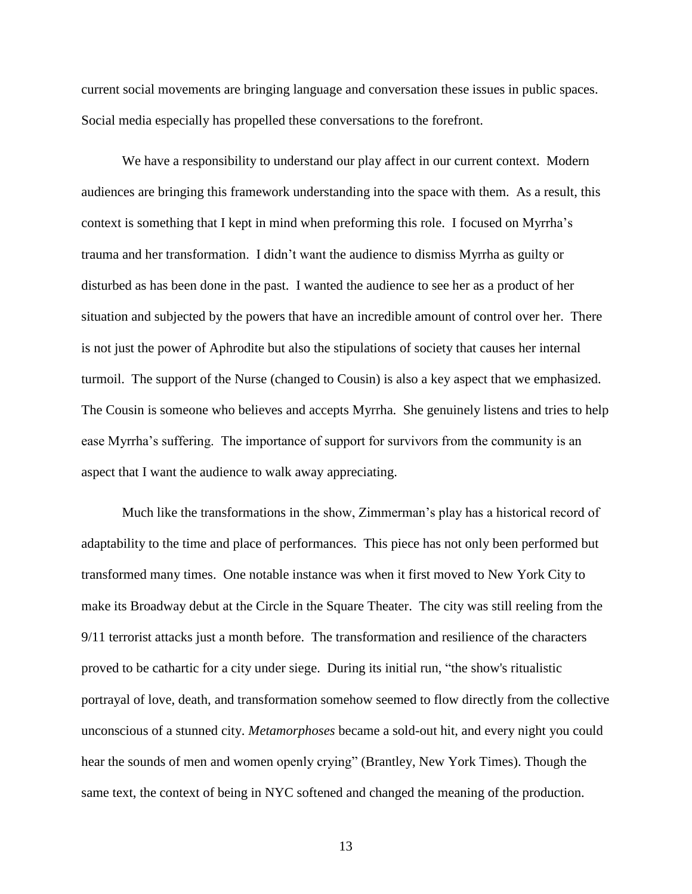current social movements are bringing language and conversation these issues in public spaces. Social media especially has propelled these conversations to the forefront.

We have a responsibility to understand our play affect in our current context. Modern audiences are bringing this framework understanding into the space with them. As a result, this context is something that I kept in mind when preforming this role. I focused on Myrrha's trauma and her transformation. I didn't want the audience to dismiss Myrrha as guilty or disturbed as has been done in the past. I wanted the audience to see her as a product of her situation and subjected by the powers that have an incredible amount of control over her. There is not just the power of Aphrodite but also the stipulations of society that causes her internal turmoil. The support of the Nurse (changed to Cousin) is also a key aspect that we emphasized. The Cousin is someone who believes and accepts Myrrha. She genuinely listens and tries to help ease Myrrha's suffering. The importance of support for survivors from the community is an aspect that I want the audience to walk away appreciating.

Much like the transformations in the show, Zimmerman's play has a historical record of adaptability to the time and place of performances. This piece has not only been performed but transformed many times. One notable instance was when it first moved to New York City to make its Broadway debut at the Circle in the Square Theater. The city was still reeling from the 9/11 terrorist attacks just a month before. The transformation and resilience of the characters proved to be cathartic for a city under siege. During its initial run, "the show's ritualistic portrayal of love, death, and transformation somehow seemed to flow directly from the collective unconscious of a stunned city. *Metamorphoses* became a sold-out hit, and every night you could hear the sounds of men and women openly crying" (Brantley, New York Times). Though the same text, the context of being in NYC softened and changed the meaning of the production.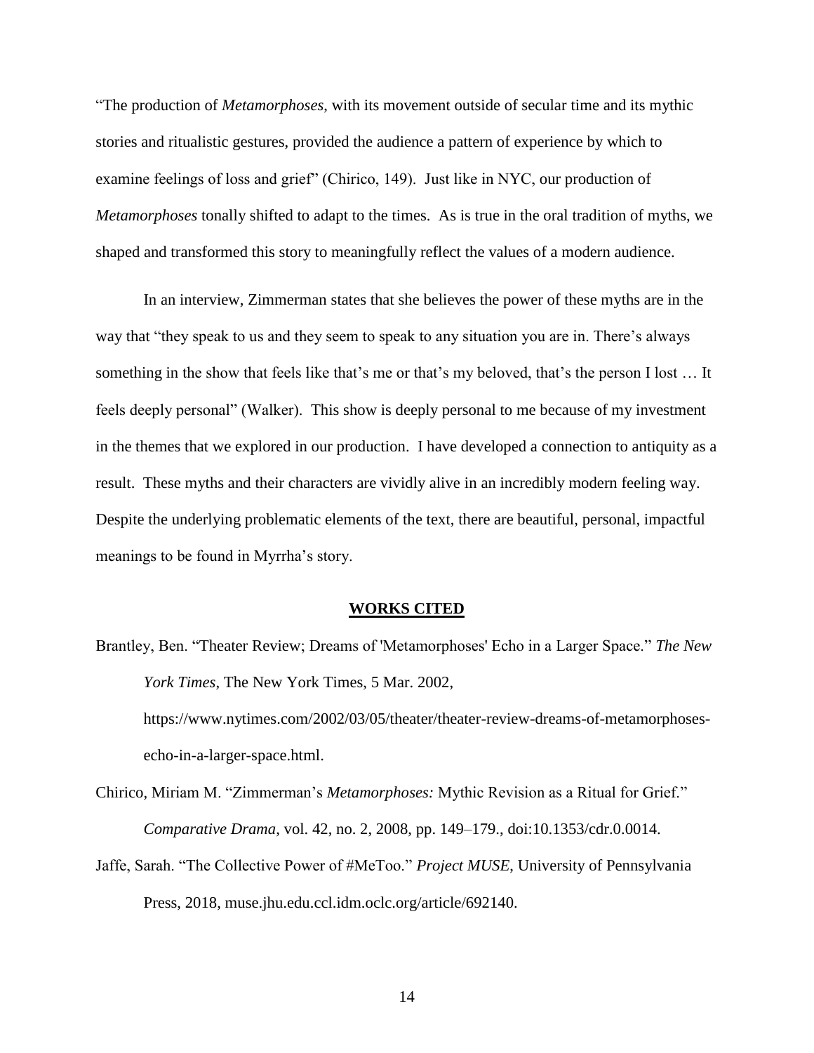"The production of *Metamorphoses*, with its movement outside of secular time and its mythic stories and ritualistic gestures, provided the audience a pattern of experience by which to examine feelings of loss and grief" (Chirico, 149). Just like in NYC, our production of *Metamorphoses* tonally shifted to adapt to the times. As is true in the oral tradition of myths, we shaped and transformed this story to meaningfully reflect the values of a modern audience.

In an interview, Zimmerman states that she believes the power of these myths are in the way that "they speak to us and they seem to speak to any situation you are in. There's always something in the show that feels like that's me or that's my beloved, that's the person I lost … It feels deeply personal" (Walker). This show is deeply personal to me because of my investment in the themes that we explored in our production. I have developed a connection to antiquity as a result. These myths and their characters are vividly alive in an incredibly modern feeling way. Despite the underlying problematic elements of the text, there are beautiful, personal, impactful meanings to be found in Myrrha's story.

## WORKS CITED

Brantley, Ben. "Theater Review; Dreams of 'Metamorphoses' Echo in a Larger Space." *The New York Times*, The New York Times, 5 Mar. 2002, https://www.nytimes.com/2002/03/05/theater/theater-review-dreams-of-metamorphoses-echo-in-a-larger-space.html.

Chirico, Miriam M. "Zimmerman's *Metamorphoses:* Mythic Revision as a Ritual for Grief." *Comparative Drama*, vol. 42, no. 2, 2008, pp. 149–179., doi:10.1353/cdr.0.0014.

Jaffe, Sarah. "The Collective Power of #MeToo." *Project MUSE*, University of Pennsylvania Press, 2018, muse.jhu.edu.ccl.idm.oclc.org/article/692140.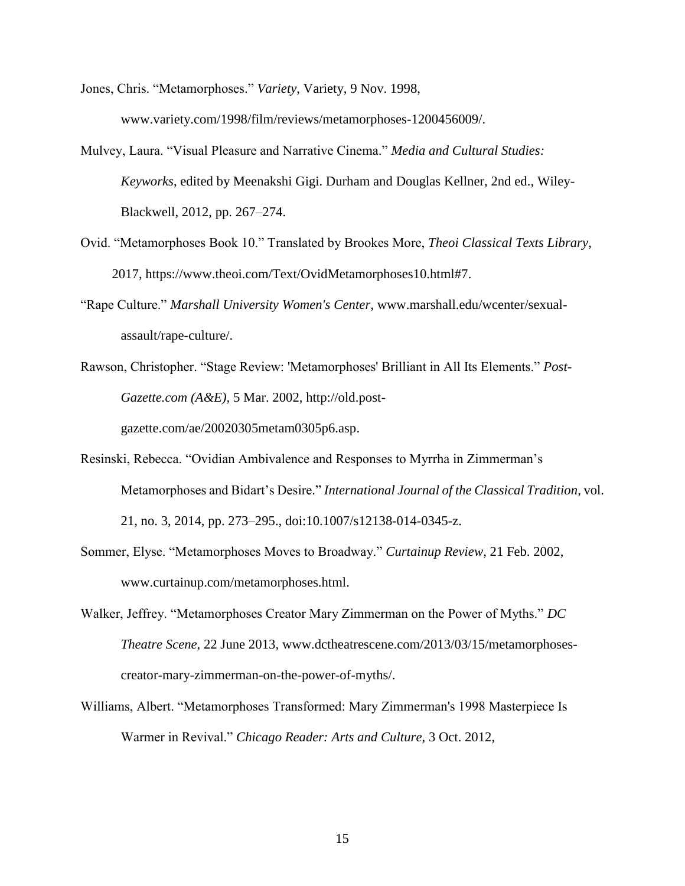Jones, Chris. “Metamorphoses.” *Variety*, Variety, 9 Nov. 1998, www.variety.com/1998/film/reviews/metamorphoses-1200456009/.

Mulvey, Laura. “Visual Pleasure and Narrative Cinema.” *Media and Cultural Studies: Keyworks*, edited by Meenakshi Gigi. Durham and Douglas Kellner, 2nd ed., Wiley-Blackwell, 2012, pp. 267–274.

Ovid. “Metamorphoses Book 10.” Translated by Brookes More, *Theoi Classical Texts Library*, 2017, https://www.theoi.com/Text/OvidMetamorphoses10.html#7.

“Rape Culture.” *Marshall University Women's Center*, www.marshall.edu/wcenter/sexual-assault/rape-culture/.

Rawson, Christopher. “Stage Review: 'Metamorphoses' Brilliant in All Its Elements.” *Post-Gazette.com (A&E)*, 5 Mar. 2002, http://old.post-gazette.com/ae/20020305metam0305p6.asp.

Resinski, Rebecca. “Ovidian Ambivalence and Responses to Myrrha in Zimmerman’s Metamorphoses and Bidart’s Desire.” *International Journal of the Classical Tradition*, vol. 21, no. 3, 2014, pp. 273–295., doi:10.1007/s12138-014-0345-z.

Sommer, Elyse. “Metamorphoses Moves to Broadway.” *Curtainup Review*, 21 Feb. 2002, www.curtainup.com/metamorphoses.html.

Walker, Jeffrey. “Metamorphoses Creator Mary Zimmerman on the Power of Myths.” *DC Theatre Scene*, 22 June 2013, www.dctheatrescene.com/2013/03/15/metamorphoses-creator-mary-zimmerman-on-the-power-of-myths/.

Williams, Albert. “Metamorphoses Transformed: Mary Zimmerman's 1998 Masterpiece Is Warmer in Revival.” *Chicago Reader: Arts and Culture*, 3 Oct. 2012,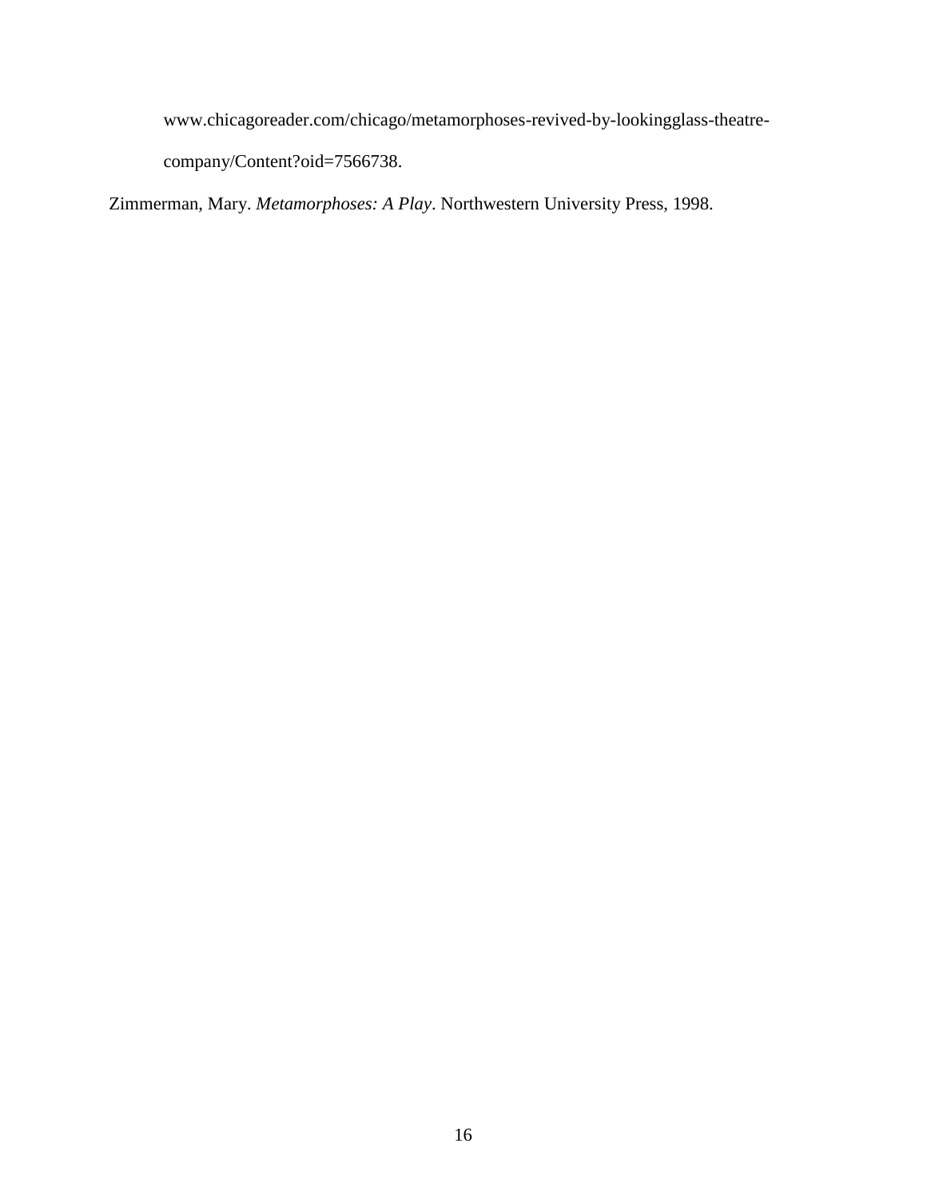www.chicagoreader.com/chicago/metamorphoses-revived-by-lookingglass-theatre-company/Content?oid=7566738.

Zimmerman, Mary. *Metamorphoses: A Play*. Northwestern University Press, 1998.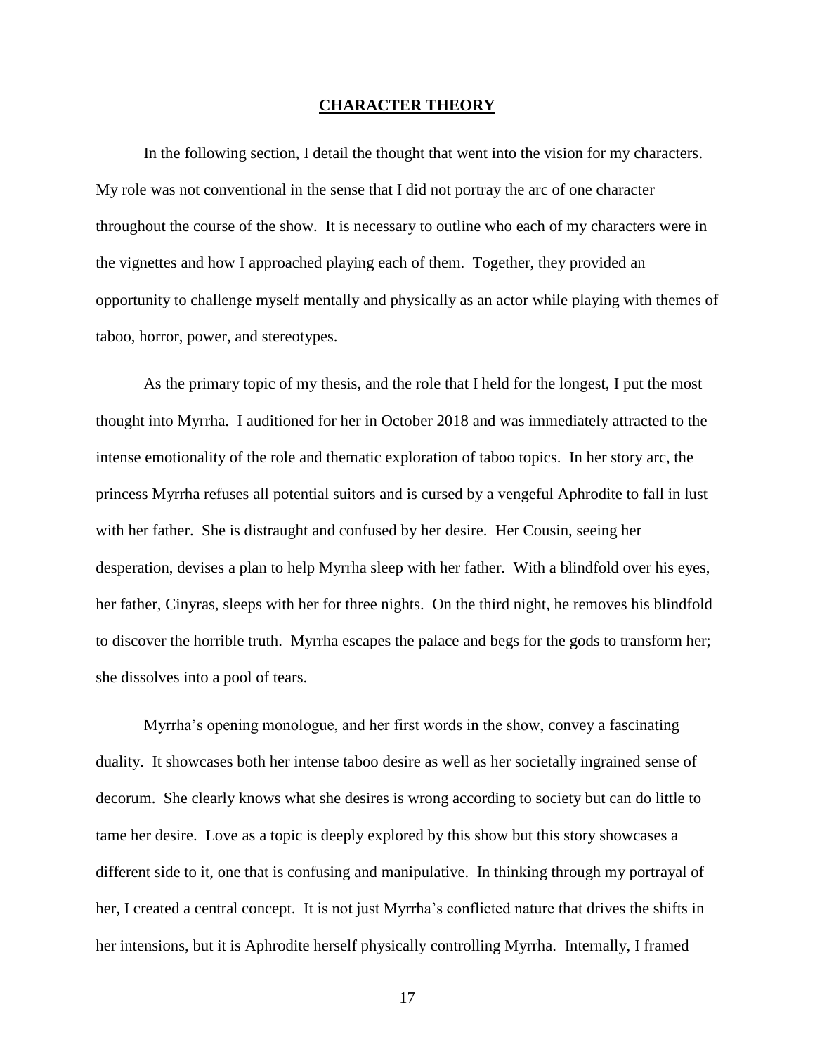## CHARACTER THEORY

In the following section, I detail the thought that went into the vision for my characters. My role was not conventional in the sense that I did not portray the arc of one character throughout the course of the show. It is necessary to outline who each of my characters were in the vignettes and how I approached playing each of them. Together, they provided an opportunity to challenge myself mentally and physically as an actor while playing with themes of taboo, horror, power, and stereotypes.

As the primary topic of my thesis, and the role that I held for the longest, I put the most thought into Myrrha. I auditioned for her in October 2018 and was immediately attracted to the intense emotionality of the role and thematic exploration of taboo topics. In her story arc, the princess Myrrha refuses all potential suitors and is cursed by a vengeful Aphrodite to fall in lust with her father. She is distraught and confused by her desire. Her Cousin, seeing her desperation, devises a plan to help Myrrha sleep with her father. With a blindfold over his eyes, her father, Cinyras, sleeps with her for three nights. On the third night, he removes his blindfold to discover the horrible truth. Myrrha escapes the palace and begs for the gods to transform her; she dissolves into a pool of tears.

Myrrha's opening monologue, and her first words in the show, convey a fascinating duality. It showcases both her intense taboo desire as well as her societally ingrained sense of decorum. She clearly knows what she desires is wrong according to society but can do little to tame her desire. Love as a topic is deeply explored by this show but this story showcases a different side to it, one that is confusing and manipulative. In thinking through my portrayal of her, I created a central concept. It is not just Myrrha's conflicted nature that drives the shifts in her intensions, but it is Aphrodite herself physically controlling Myrrha. Internally, I framed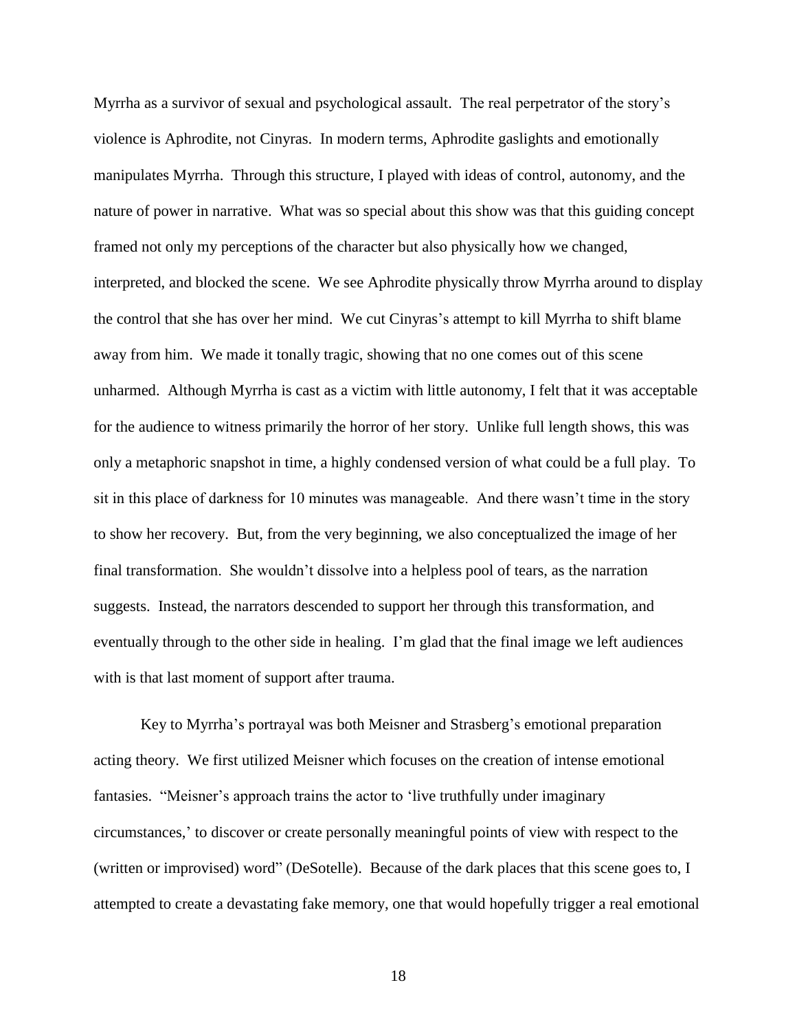Myrrha as a survivor of sexual and psychological assault. The real perpetrator of the story's violence is Aphrodite, not Cinyras. In modern terms, Aphrodite gaslights and emotionally manipulates Myrrha. Through this structure, I played with ideas of control, autonomy, and the nature of power in narrative. What was so special about this show was that this guiding concept framed not only my perceptions of the character but also physically how we changed, interpreted, and blocked the scene. We see Aphrodite physically throw Myrrha around to display the control that she has over her mind. We cut Cinyras's attempt to kill Myrrha to shift blame away from him. We made it tonally tragic, showing that no one comes out of this scene unharmed. Although Myrrha is cast as a victim with little autonomy, I felt that it was acceptable for the audience to witness primarily the horror of her story. Unlike full length shows, this was only a metaphoric snapshot in time, a highly condensed version of what could be a full play. To sit in this place of darkness for 10 minutes was manageable. And there wasn't time in the story to show her recovery. But, from the very beginning, we also conceptualized the image of her final transformation. She wouldn't dissolve into a helpless pool of tears, as the narration suggests. Instead, the narrators descended to support her through this transformation, and eventually through to the other side in healing. I'm glad that the final image we left audiences with is that last moment of support after trauma.

Key to Myrrha's portrayal was both Meisner and Strasberg's emotional preparation acting theory. We first utilized Meisner which focuses on the creation of intense emotional fantasies. "Meisner's approach trains the actor to 'live truthfully under imaginary circumstances,' to discover or create personally meaningful points of view with respect to the (written or improvised) word" (DeSotelle). Because of the dark places that this scene goes to, I attempted to create a devastating fake memory, one that would hopefully trigger a real emotional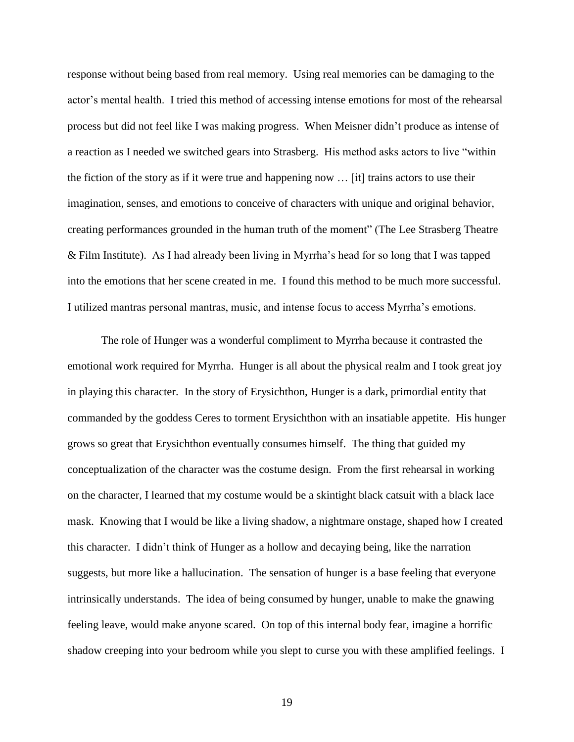response without being based from real memory. Using real memories can be damaging to the actor's mental health. I tried this method of accessing intense emotions for most of the rehearsal process but did not feel like I was making progress. When Meisner didn't produce as intense of a reaction as I needed we switched gears into Strasberg. His method asks actors to live "within the fiction of the story as if it were true and happening now … [it] trains actors to use their imagination, senses, and emotions to conceive of characters with unique and original behavior, creating performances grounded in the human truth of the moment" (The Lee Strasberg Theatre & Film Institute). As I had already been living in Myrrha's head for so long that I was tapped into the emotions that her scene created in me. I found this method to be much more successful. I utilized mantras personal mantras, music, and intense focus to access Myrrha's emotions.

The role of Hunger was a wonderful compliment to Myrrha because it contrasted the emotional work required for Myrrha. Hunger is all about the physical realm and I took great joy in playing this character. In the story of Erysichthon, Hunger is a dark, primordial entity that commanded by the goddess Ceres to torment Erysichthon with an insatiable appetite. His hunger grows so great that Erysichthon eventually consumes himself. The thing that guided my conceptualization of the character was the costume design. From the first rehearsal in working on the character, I learned that my costume would be a skintight black catsuit with a black lace mask. Knowing that I would be like a living shadow, a nightmare onstage, shaped how I created this character. I didn't think of Hunger as a hollow and decaying being, like the narration suggests, but more like a hallucination. The sensation of hunger is a base feeling that everyone intrinsically understands. The idea of being consumed by hunger, unable to make the gnawing feeling leave, would make anyone scared. On top of this internal body fear, imagine a horrific shadow creeping into your bedroom while you slept to curse you with these amplified feelings. I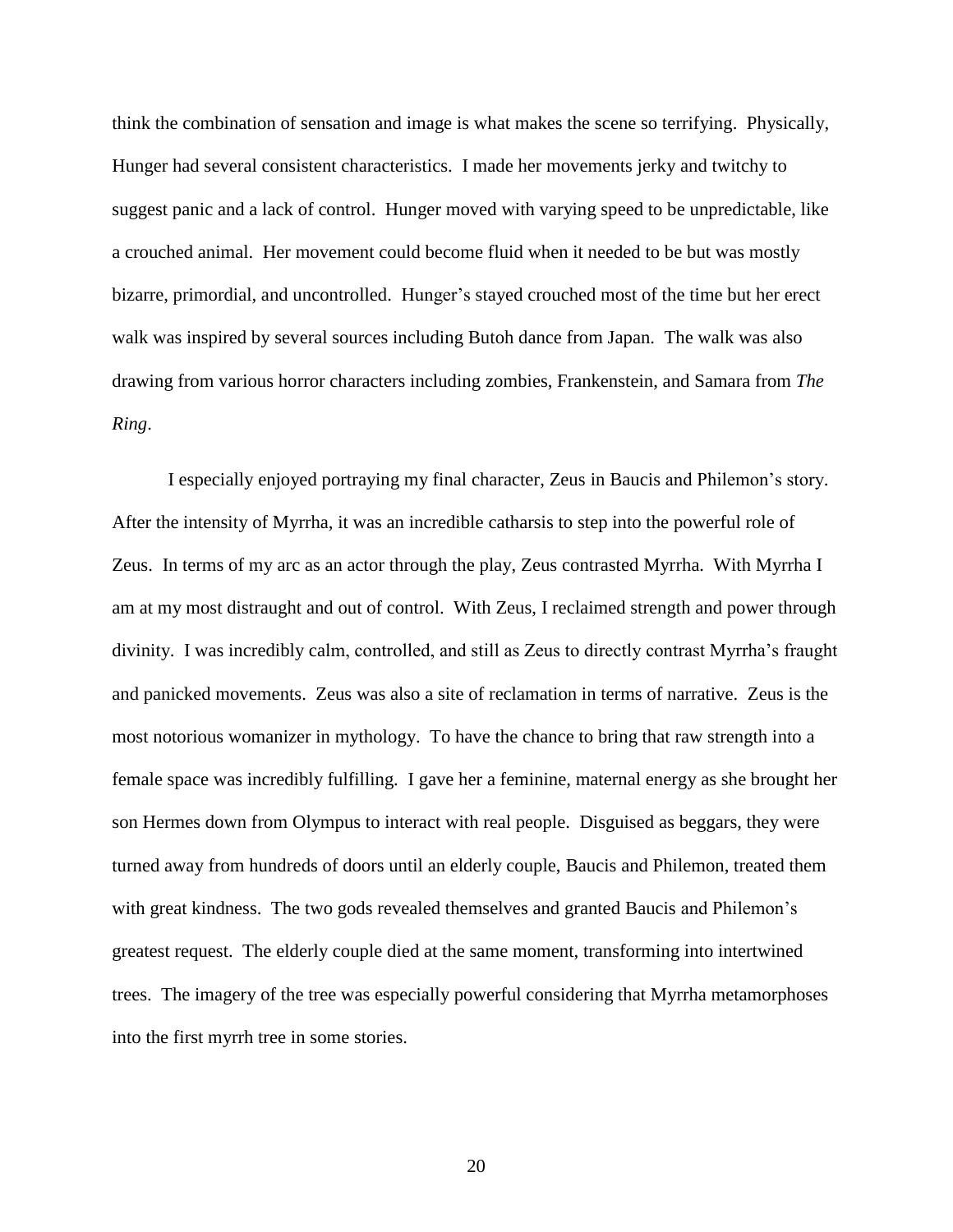think the combination of sensation and image is what makes the scene so terrifying. Physically, Hunger had several consistent characteristics. I made her movements jerky and twitchy to suggest panic and a lack of control. Hunger moved with varying speed to be unpredictable, like a crouched animal. Her movement could become fluid when it needed to be but was mostly bizarre, primordial, and uncontrolled. Hunger's stayed crouched most of the time but her erect walk was inspired by several sources including Butoh dance from Japan. The walk was also drawing from various horror characters including zombies, Frankenstein, and Samara from *The Ring*.

I especially enjoyed portraying my final character, Zeus in Baucis and Philemon's story. After the intensity of Myrrha, it was an incredible catharsis to step into the powerful role of Zeus. In terms of my arc as an actor through the play, Zeus contrasted Myrrha. With Myrrha I am at my most distraught and out of control. With Zeus, I reclaimed strength and power through divinity. I was incredibly calm, controlled, and still as Zeus to directly contrast Myrrha's fraught and panicked movements. Zeus was also a site of reclamation in terms of narrative. Zeus is the most notorious womanizer in mythology. To have the chance to bring that raw strength into a female space was incredibly fulfilling. I gave her a feminine, maternal energy as she brought her son Hermes down from Olympus to interact with real people. Disguised as beggars, they were turned away from hundreds of doors until an elderly couple, Baucis and Philemon, treated them with great kindness. The two gods revealed themselves and granted Baucis and Philemon's greatest request. The elderly couple died at the same moment, transforming into intertwined trees. The imagery of the tree was especially powerful considering that Myrrha metamorphoses into the first myrrh tree in some stories.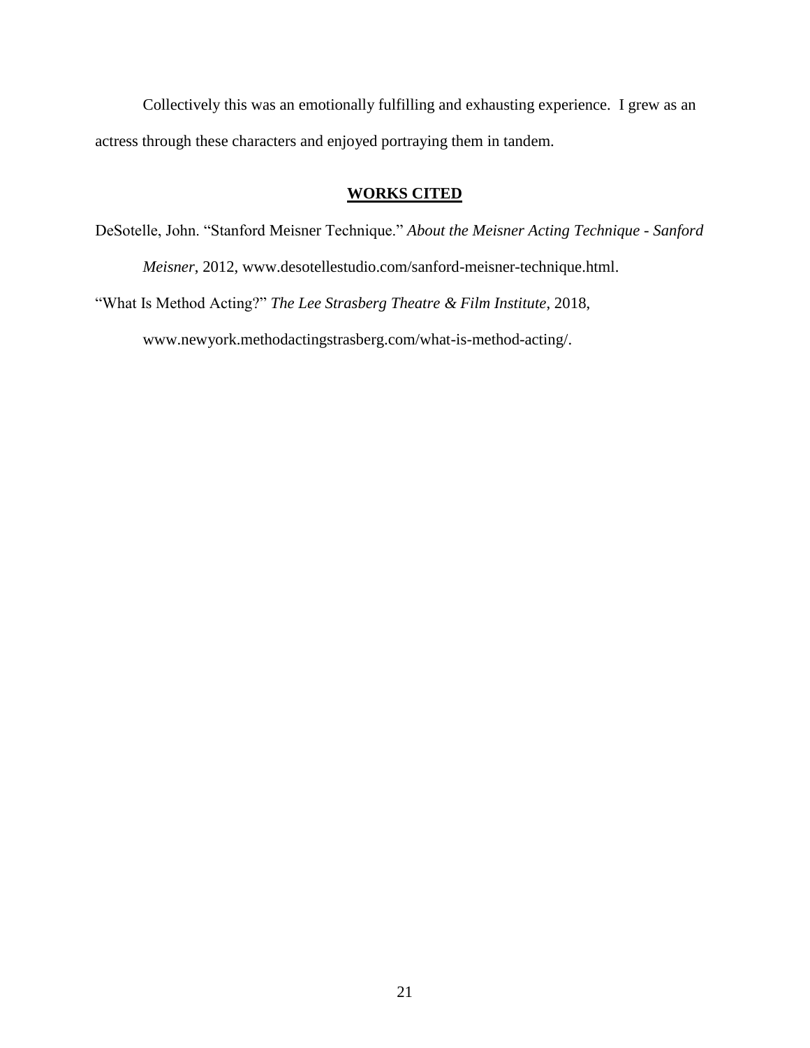Collectively this was an emotionally fulfilling and exhausting experience. I grew as an actress through these characters and enjoyed portraying them in tandem.

## WORKS CITED

DeSotelle, John. "Stanford Meisner Technique." *About the Meisner Acting Technique - Sanford Meisner*, 2012, www.desotellestudio.com/sanford-meisner-technique.html.

"What Is Method Acting?" *The Lee Strasberg Theatre & Film Institute*, 2018, www.newyork.methodactingstrasberg.com/what-is-method-acting/.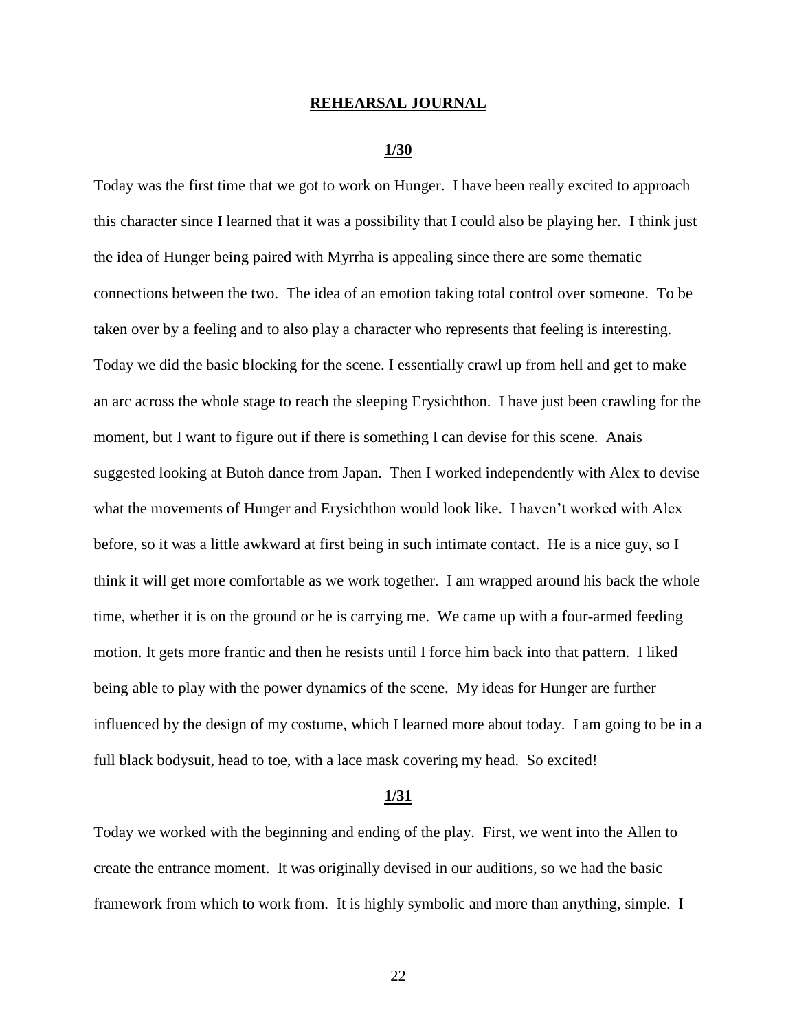# REHEARSAL JOURNAL

## 1/30

Today was the first time that we got to work on Hunger. I have been really excited to approach this character since I learned that it was a possibility that I could also be playing her. I think just the idea of Hunger being paired with Myrrha is appealing since there are some thematic connections between the two. The idea of an emotion taking total control over someone. To be taken over by a feeling and to also play a character who represents that feeling is interesting. Today we did the basic blocking for the scene. I essentially crawl up from hell and get to make an arc across the whole stage to reach the sleeping Erysichthon. I have just been crawling for the moment, but I want to figure out if there is something I can devise for this scene. Anais suggested looking at Butoh dance from Japan. Then I worked independently with Alex to devise what the movements of Hunger and Erysichthon would look like. I haven't worked with Alex before, so it was a little awkward at first being in such intimate contact. He is a nice guy, so I think it will get more comfortable as we work together. I am wrapped around his back the whole time, whether it is on the ground or he is carrying me. We came up with a four-armed feeding motion. It gets more frantic and then he resists until I force him back into that pattern. I liked being able to play with the power dynamics of the scene. My ideas for Hunger are further influenced by the design of my costume, which I learned more about today. I am going to be in a full black bodysuit, head to toe, with a lace mask covering my head. So excited!

## 1/31

Today we worked with the beginning and ending of the play. First, we went into the Allen to create the entrance moment. It was originally devised in our auditions, so we had the basic framework from which to work from. It is highly symbolic and more than anything, simple. I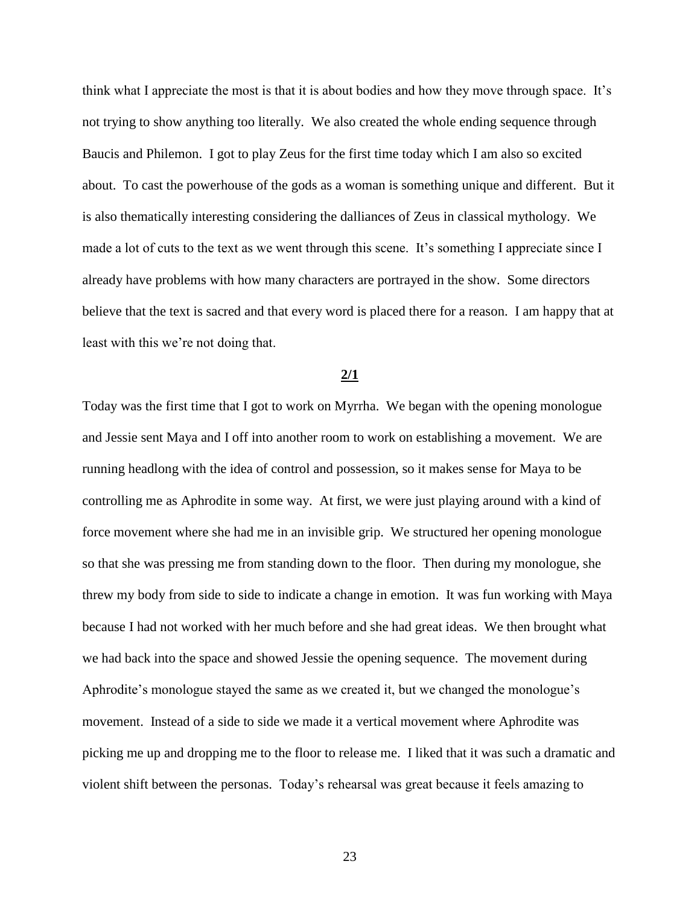think what I appreciate the most is that it is about bodies and how they move through space. It's not trying to show anything too literally. We also created the whole ending sequence through Baucis and Philemon. I got to play Zeus for the first time today which I am also so excited about. To cast the powerhouse of the gods as a woman is something unique and different. But it is also thematically interesting considering the dalliances of Zeus in classical mythology. We made a lot of cuts to the text as we went through this scene. It's something I appreciate since I already have problems with how many characters are portrayed in the show. Some directors believe that the text is sacred and that every word is placed there for a reason. I am happy that at least with this we're not doing that.

**2/1**

Today was the first time that I got to work on Myrrha. We began with the opening monologue and Jessie sent Maya and I off into another room to work on establishing a movement. We are running headlong with the idea of control and possession, so it makes sense for Maya to be controlling me as Aphrodite in some way. At first, we were just playing around with a kind of force movement where she had me in an invisible grip. We structured her opening monologue so that she was pressing me from standing down to the floor. Then during my monologue, she threw my body from side to side to indicate a change in emotion. It was fun working with Maya because I had not worked with her much before and she had great ideas. We then brought what we had back into the space and showed Jessie the opening sequence. The movement during Aphrodite's monologue stayed the same as we created it, but we changed the monologue's movement. Instead of a side to side we made it a vertical movement where Aphrodite was picking me up and dropping me to the floor to release me. I liked that it was such a dramatic and violent shift between the personas. Today's rehearsal was great because it feels amazing to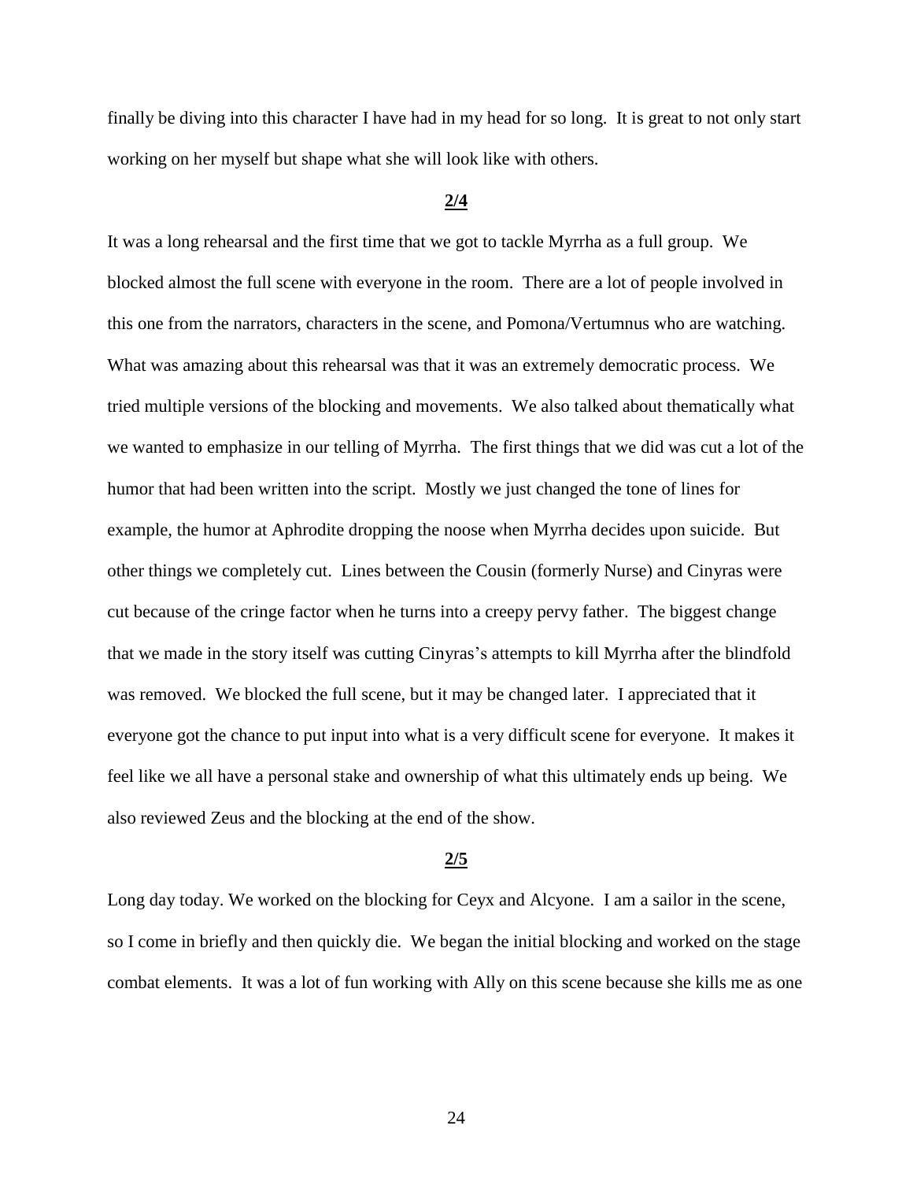finally be diving into this character I have had in my head for so long. It is great to not only start working on her myself but shape what she will look like with others.

**2/4**

It was a long rehearsal and the first time that we got to tackle Myrrha as a full group. We blocked almost the full scene with everyone in the room. There are a lot of people involved in this one from the narrators, characters in the scene, and Pomona/Vertumnus who are watching. What was amazing about this rehearsal was that it was an extremely democratic process. We tried multiple versions of the blocking and movements. We also talked about thematically what we wanted to emphasize in our telling of Myrrha. The first things that we did was cut a lot of the humor that had been written into the script. Mostly we just changed the tone of lines for example, the humor at Aphrodite dropping the noose when Myrrha decides upon suicide. But other things we completely cut. Lines between the Cousin (formerly Nurse) and Cinyras were cut because of the cringe factor when he turns into a creepy pervy father. The biggest change that we made in the story itself was cutting Cinyras's attempts to kill Myrrha after the blindfold was removed. We blocked the full scene, but it may be changed later. I appreciated that it everyone got the chance to put input into what is a very difficult scene for everyone. It makes it feel like we all have a personal stake and ownership of what this ultimately ends up being. We also reviewed Zeus and the blocking at the end of the show.

**2/5**

Long day today. We worked on the blocking for Ceyx and Alcyone. I am a sailor in the scene, so I come in briefly and then quickly die. We began the initial blocking and worked on the stage combat elements. It was a lot of fun working with Ally on this scene because she kills me as one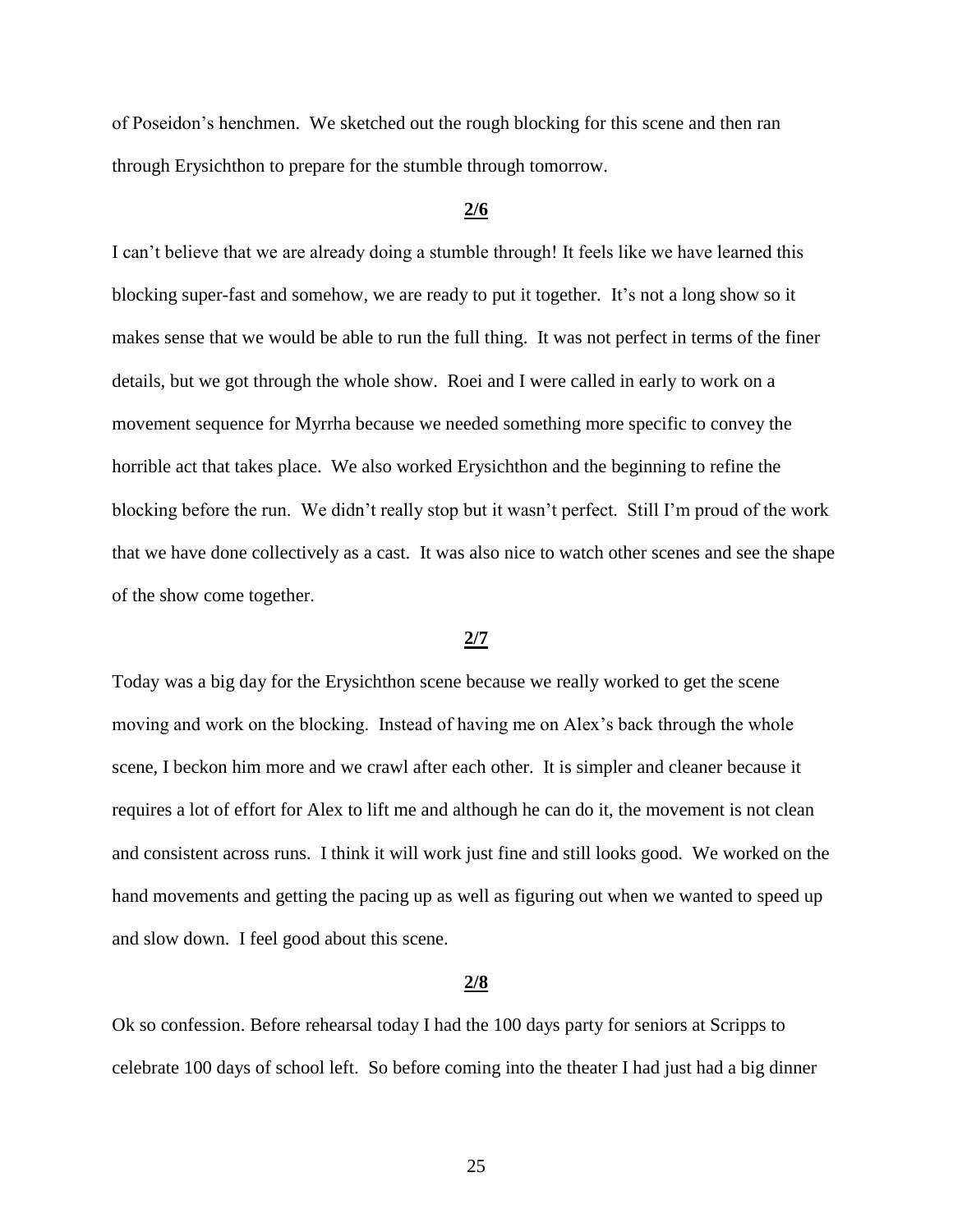of Poseidon's henchmen. We sketched out the rough blocking for this scene and then ran through Erysichthon to prepare for the stumble through tomorrow.

**2/6**

I can't believe that we are already doing a stumble through! It feels like we have learned this blocking super-fast and somehow, we are ready to put it together. It's not a long show so it makes sense that we would be able to run the full thing. It was not perfect in terms of the finer details, but we got through the whole show. Roei and I were called in early to work on a movement sequence for Myrrha because we needed something more specific to convey the horrible act that takes place. We also worked Erysichthon and the beginning to refine the blocking before the run. We didn't really stop but it wasn't perfect. Still I'm proud of the work that we have done collectively as a cast. It was also nice to watch other scenes and see the shape of the show come together.

**2/7**

Today was a big day for the Erysichthon scene because we really worked to get the scene moving and work on the blocking. Instead of having me on Alex's back through the whole scene, I beckon him more and we crawl after each other. It is simpler and cleaner because it requires a lot of effort for Alex to lift me and although he can do it, the movement is not clean and consistent across runs. I think it will work just fine and still looks good. We worked on the hand movements and getting the pacing up as well as figuring out when we wanted to speed up and slow down. I feel good about this scene.

**2/8**

Ok so confession. Before rehearsal today I had the 100 days party for seniors at Scripps to celebrate 100 days of school left. So before coming into the theater I had just had a big dinner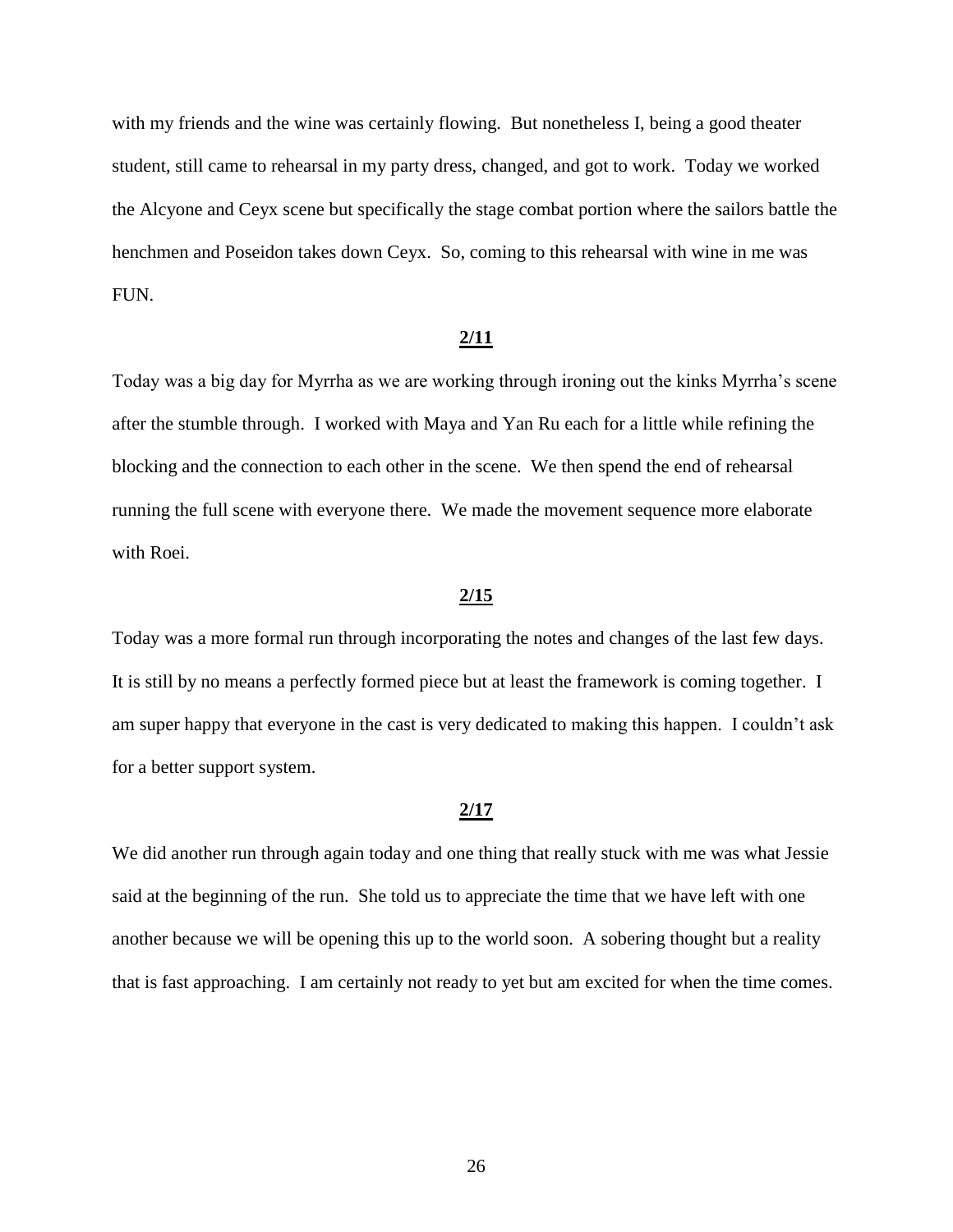with my friends and the wine was certainly flowing. But nonetheless I, being a good theater student, still came to rehearsal in my party dress, changed, and got to work. Today we worked the Alcyone and Ceyx scene but specifically the stage combat portion where the sailors battle the henchmen and Poseidon takes down Ceyx. So, coming to this rehearsal with wine in me was FUN.

**2/11**

Today was a big day for Myrrha as we are working through ironing out the kinks Myrrha's scene after the stumble through. I worked with Maya and Yan Ru each for a little while refining the blocking and the connection to each other in the scene. We then spend the end of rehearsal running the full scene with everyone there. We made the movement sequence more elaborate with Roei.

**2/15**

Today was a more formal run through incorporating the notes and changes of the last few days. It is still by no means a perfectly formed piece but at least the framework is coming together. I am super happy that everyone in the cast is very dedicated to making this happen. I couldn't ask for a better support system.

**2/17**

We did another run through again today and one thing that really stuck with me was what Jessie said at the beginning of the run. She told us to appreciate the time that we have left with one another because we will be opening this up to the world soon. A sobering thought but a reality that is fast approaching. I am certainly not ready to yet but am excited for when the time comes.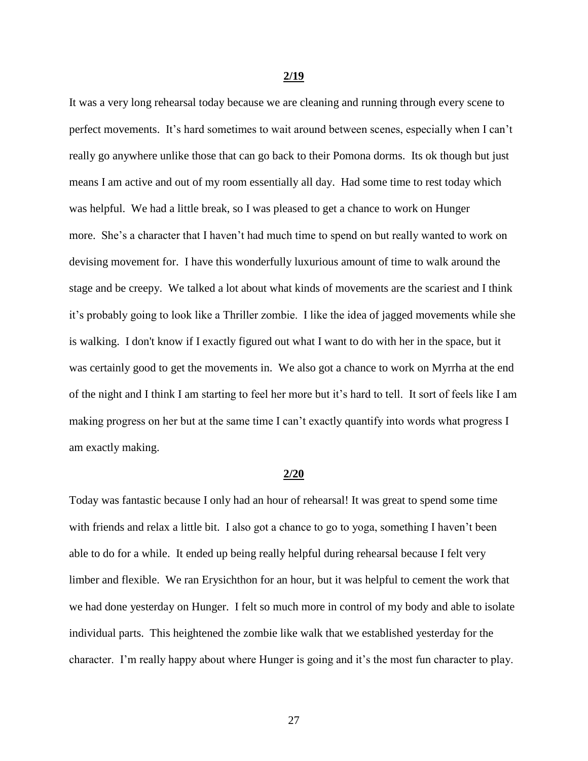**2/19**

It was a very long rehearsal today because we are cleaning and running through every scene to perfect movements. It's hard sometimes to wait around between scenes, especially when I can't really go anywhere unlike those that can go back to their Pomona dorms. Its ok though but just means I am active and out of my room essentially all day. Had some time to rest today which was helpful. We had a little break, so I was pleased to get a chance to work on Hunger more. She's a character that I haven't had much time to spend on but really wanted to work on devising movement for. I have this wonderfully luxurious amount of time to walk around the stage and be creepy. We talked a lot about what kinds of movements are the scariest and I think it's probably going to look like a Thriller zombie. I like the idea of jagged movements while she is walking. I don't know if I exactly figured out what I want to do with her in the space, but it was certainly good to get the movements in. We also got a chance to work on Myrrha at the end of the night and I think I am starting to feel her more but it's hard to tell. It sort of feels like I am making progress on her but at the same time I can't exactly quantify into words what progress I am exactly making.

**2/20**

Today was fantastic because I only had an hour of rehearsal! It was great to spend some time with friends and relax a little bit. I also got a chance to go to yoga, something I haven't been able to do for a while. It ended up being really helpful during rehearsal because I felt very limber and flexible. We ran Erysichthon for an hour, but it was helpful to cement the work that we had done yesterday on Hunger. I felt so much more in control of my body and able to isolate individual parts. This heightened the zombie like walk that we established yesterday for the character. I'm really happy about where Hunger is going and it's the most fun character to play.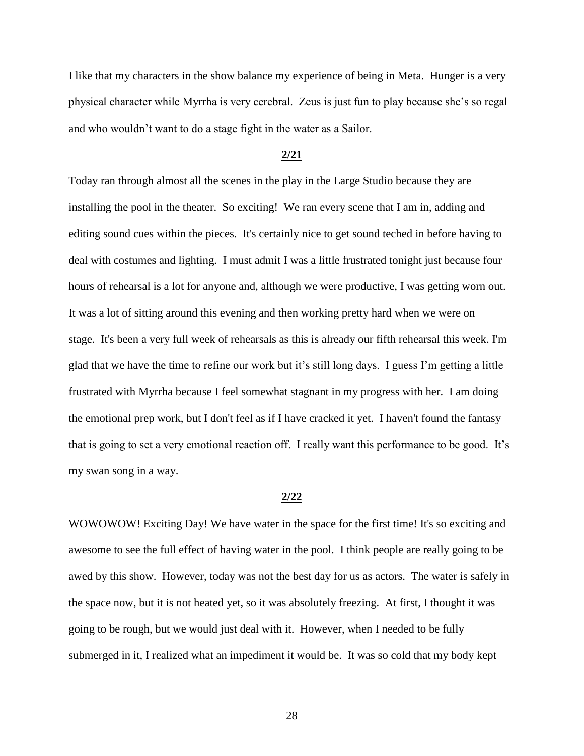I like that my characters in the show balance my experience of being in Meta. Hunger is a very physical character while Myrrha is very cerebral. Zeus is just fun to play because she's so regal and who wouldn't want to do a stage fight in the water as a Sailor.

**2/21**

Today ran through almost all the scenes in the play in the Large Studio because they are installing the pool in the theater. So exciting! We ran every scene that I am in, adding and editing sound cues within the pieces. It's certainly nice to get sound teched in before having to deal with costumes and lighting. I must admit I was a little frustrated tonight just because four hours of rehearsal is a lot for anyone and, although we were productive, I was getting worn out. It was a lot of sitting around this evening and then working pretty hard when we were on stage. It's been a very full week of rehearsals as this is already our fifth rehearsal this week. I'm glad that we have the time to refine our work but it's still long days. I guess I'm getting a little frustrated with Myrrha because I feel somewhat stagnant in my progress with her. I am doing the emotional prep work, but I don't feel as if I have cracked it yet. I haven't found the fantasy that is going to set a very emotional reaction off. I really want this performance to be good. It's my swan song in a way.

**2/22**

WOWOWOW! Exciting Day! We have water in the space for the first time! It's so exciting and awesome to see the full effect of having water in the pool. I think people are really going to be awed by this show. However, today was not the best day for us as actors. The water is safely in the space now, but it is not heated yet, so it was absolutely freezing. At first, I thought it was going to be rough, but we would just deal with it. However, when I needed to be fully submerged in it, I realized what an impediment it would be. It was so cold that my body kept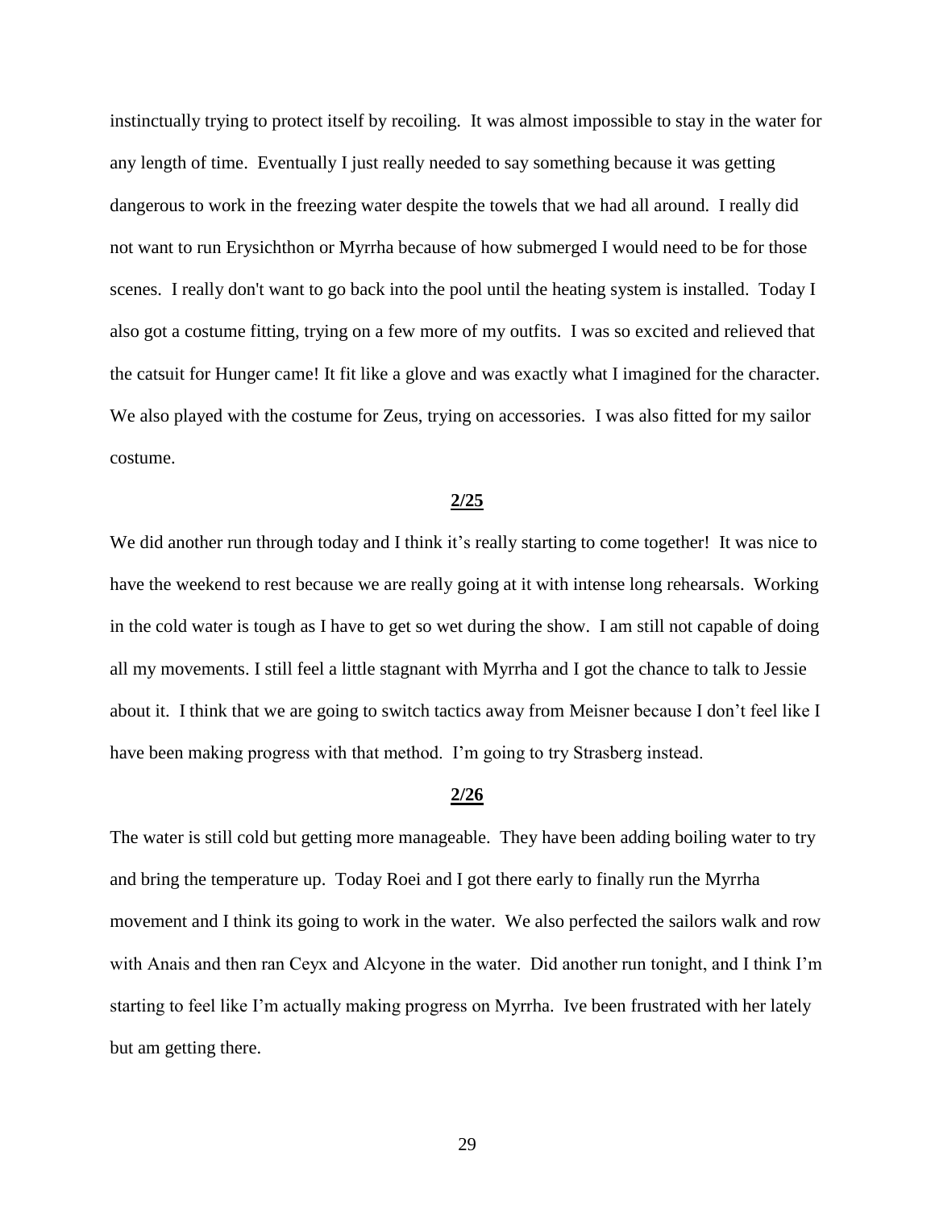instinctually trying to protect itself by recoiling. It was almost impossible to stay in the water for any length of time. Eventually I just really needed to say something because it was getting dangerous to work in the freezing water despite the towels that we had all around. I really did not want to run Erysichthon or Myrrha because of how submerged I would need to be for those scenes. I really don't want to go back into the pool until the heating system is installed. Today I also got a costume fitting, trying on a few more of my outfits. I was so excited and relieved that the catsuit for Hunger came! It fit like a glove and was exactly what I imagined for the character. We also played with the costume for Zeus, trying on accessories. I was also fitted for my sailor costume.

**2/25**

We did another run through today and I think it's really starting to come together! It was nice to have the weekend to rest because we are really going at it with intense long rehearsals. Working in the cold water is tough as I have to get so wet during the show. I am still not capable of doing all my movements. I still feel a little stagnant with Myrrha and I got the chance to talk to Jessie about it. I think that we are going to switch tactics away from Meisner because I don't feel like I have been making progress with that method. I'm going to try Strasberg instead.

**2/26**

The water is still cold but getting more manageable. They have been adding boiling water to try and bring the temperature up. Today Roei and I got there early to finally run the Myrrha movement and I think its going to work in the water. We also perfected the sailors walk and row with Anais and then ran Ceyx and Alcyone in the water. Did another run tonight, and I think I'm starting to feel like I'm actually making progress on Myrrha. Ive been frustrated with her lately but am getting there.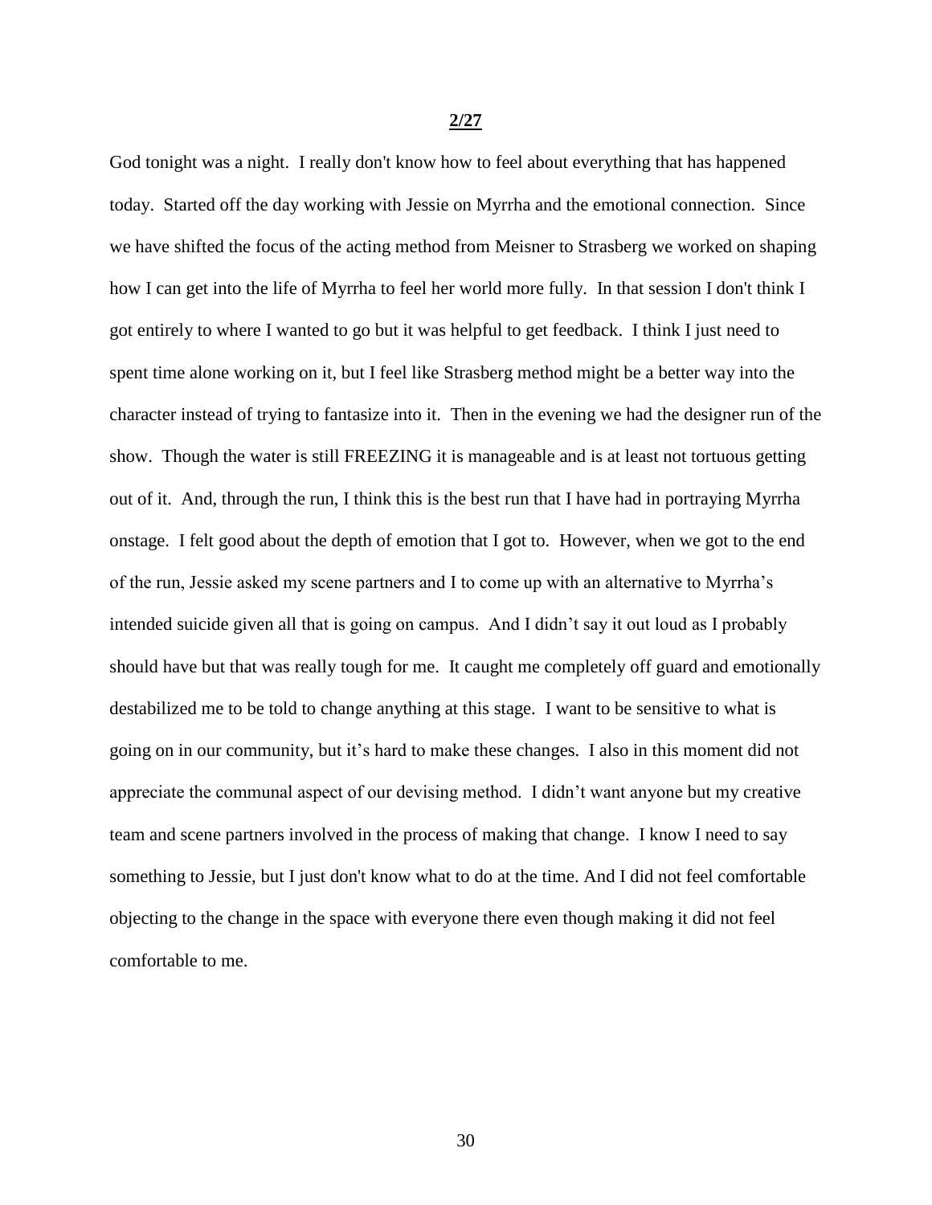**2/27**

God tonight was a night. I really don't know how to feel about everything that has happened today. Started off the day working with Jessie on Myrrha and the emotional connection. Since we have shifted the focus of the acting method from Meisner to Strasberg we worked on shaping how I can get into the life of Myrrha to feel her world more fully. In that session I don't think I got entirely to where I wanted to go but it was helpful to get feedback. I think I just need to spent time alone working on it, but I feel like Strasberg method might be a better way into the character instead of trying to fantasize into it. Then in the evening we had the designer run of the show. Though the water is still FREEZING it is manageable and is at least not tortuous getting out of it. And, through the run, I think this is the best run that I have had in portraying Myrrha onstage. I felt good about the depth of emotion that I got to. However, when we got to the end of the run, Jessie asked my scene partners and I to come up with an alternative to Myrrha's intended suicide given all that is going on campus. And I didn't say it out loud as I probably should have but that was really tough for me. It caught me completely off guard and emotionally destabilized me to be told to change anything at this stage. I want to be sensitive to what is going on in our community, but it's hard to make these changes. I also in this moment did not appreciate the communal aspect of our devising method. I didn't want anyone but my creative team and scene partners involved in the process of making that change. I know I need to say something to Jessie, but I just don't know what to do at the time. And I did not feel comfortable objecting to the change in the space with everyone there even though making it did not feel comfortable to me.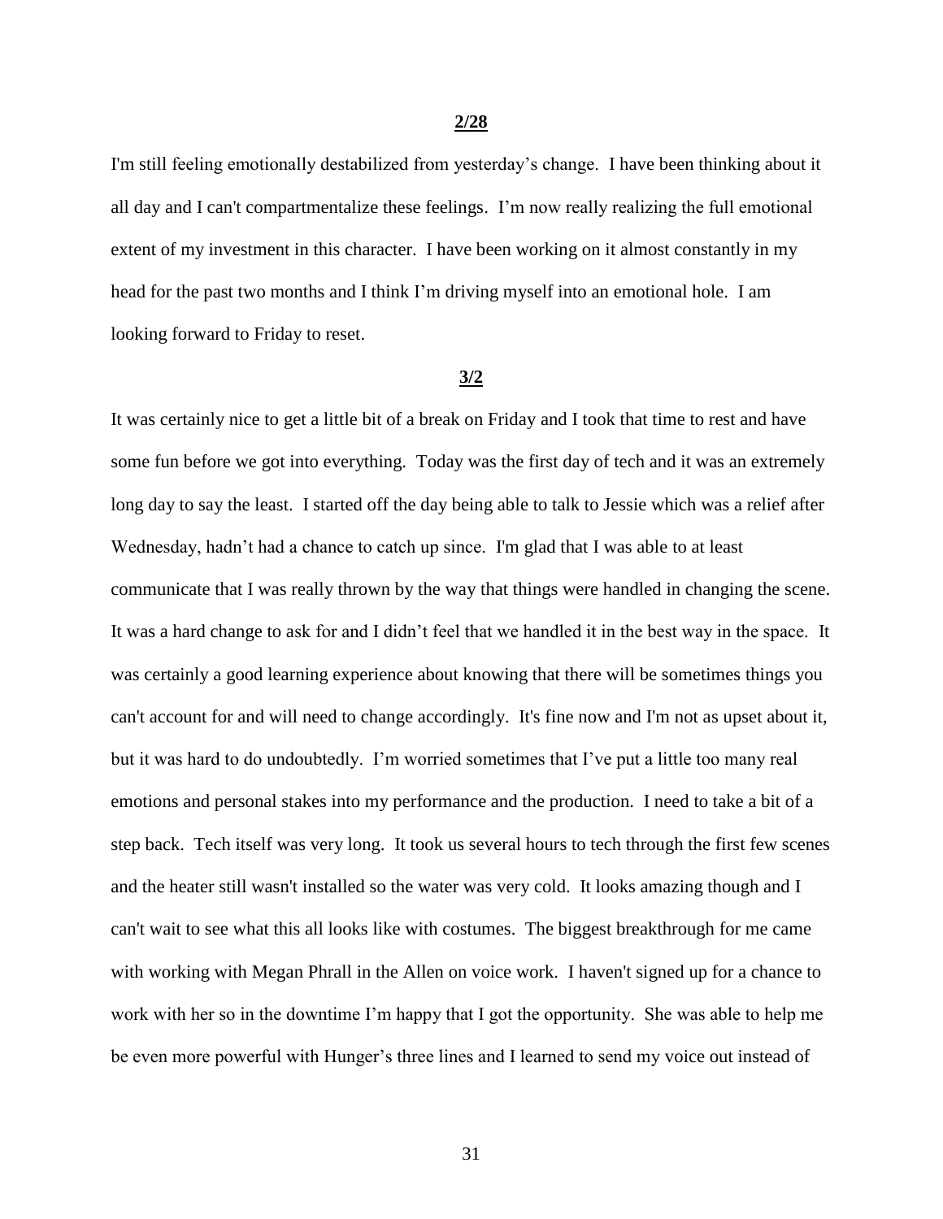**2/28**

I'm still feeling emotionally destabilized from yesterday's change. I have been thinking about it all day and I can't compartmentalize these feelings. I'm now really realizing the full emotional extent of my investment in this character. I have been working on it almost constantly in my head for the past two months and I think I'm driving myself into an emotional hole. I am looking forward to Friday to reset.

**3/2**

It was certainly nice to get a little bit of a break on Friday and I took that time to rest and have some fun before we got into everything. Today was the first day of tech and it was an extremely long day to say the least. I started off the day being able to talk to Jessie which was a relief after Wednesday, hadn't had a chance to catch up since. I'm glad that I was able to at least communicate that I was really thrown by the way that things were handled in changing the scene. It was a hard change to ask for and I didn't feel that we handled it in the best way in the space. It was certainly a good learning experience about knowing that there will be sometimes things you can't account for and will need to change accordingly. It's fine now and I'm not as upset about it, but it was hard to do undoubtedly. I'm worried sometimes that I've put a little too many real emotions and personal stakes into my performance and the production. I need to take a bit of a step back. Tech itself was very long. It took us several hours to tech through the first few scenes and the heater still wasn't installed so the water was very cold. It looks amazing though and I can't wait to see what this all looks like with costumes. The biggest breakthrough for me came with working with Megan Phrall in the Allen on voice work. I haven't signed up for a chance to work with her so in the downtime I'm happy that I got the opportunity. She was able to help me be even more powerful with Hunger's three lines and I learned to send my voice out instead of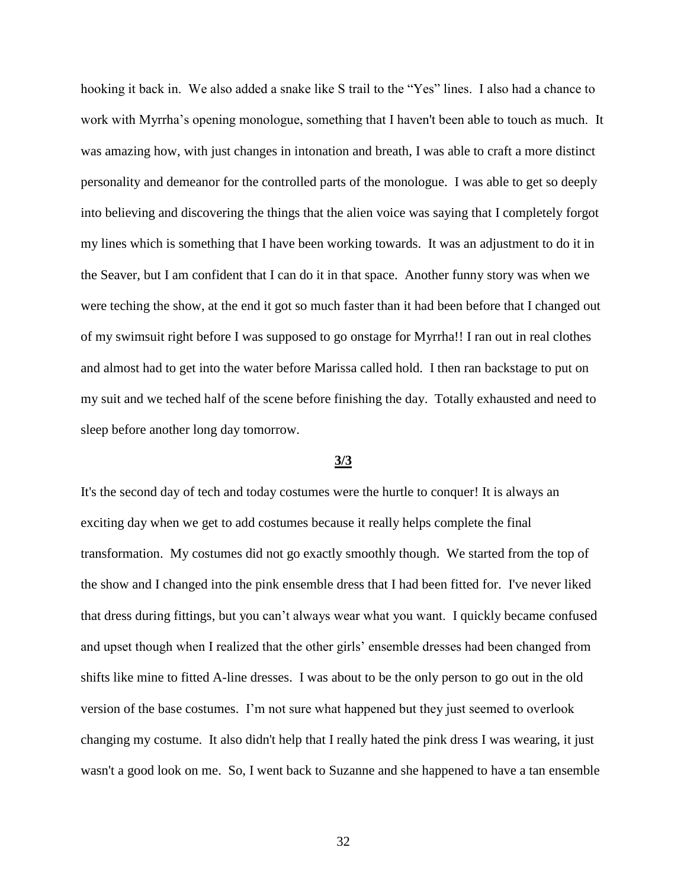hooking it back in. We also added a snake like S trail to the "Yes" lines. I also had a chance to work with Myrrha's opening monologue, something that I haven't been able to touch as much. It was amazing how, with just changes in intonation and breath, I was able to craft a more distinct personality and demeanor for the controlled parts of the monologue. I was able to get so deeply into believing and discovering the things that the alien voice was saying that I completely forgot my lines which is something that I have been working towards. It was an adjustment to do it in the Seaver, but I am confident that I can do it in that space. Another funny story was when we were teching the show, at the end it got so much faster than it had been before that I changed out of my swimsuit right before I was supposed to go onstage for Myrrha!! I ran out in real clothes and almost had to get into the water before Marissa called hold. I then ran backstage to put on my suit and we teched half of the scene before finishing the day. Totally exhausted and need to sleep before another long day tomorrow.

**3/3**

It's the second day of tech and today costumes were the hurtle to conquer! It is always an exciting day when we get to add costumes because it really helps complete the final transformation. My costumes did not go exactly smoothly though. We started from the top of the show and I changed into the pink ensemble dress that I had been fitted for. I've never liked that dress during fittings, but you can't always wear what you want. I quickly became confused and upset though when I realized that the other girls' ensemble dresses had been changed from shifts like mine to fitted A-line dresses. I was about to be the only person to go out in the old version of the base costumes. I'm not sure what happened but they just seemed to overlook changing my costume. It also didn't help that I really hated the pink dress I was wearing, it just wasn't a good look on me. So, I went back to Suzanne and she happened to have a tan ensemble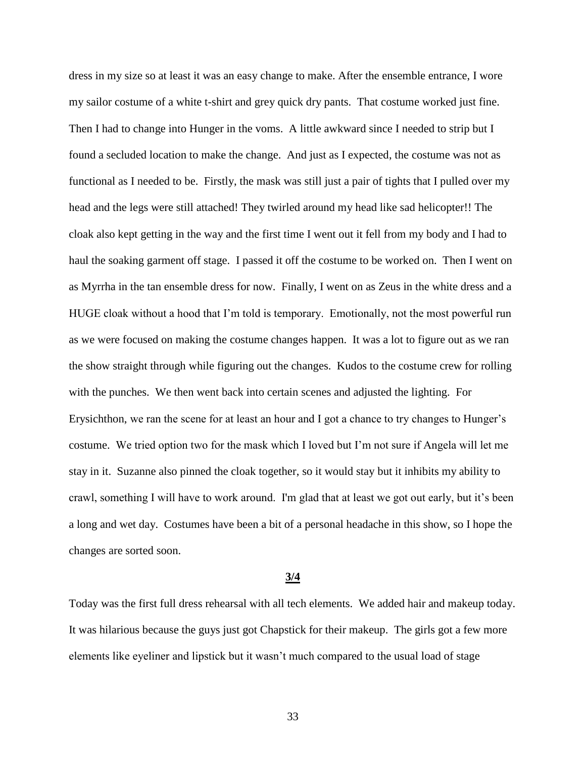dress in my size so at least it was an easy change to make. After the ensemble entrance, I wore my sailor costume of a white t-shirt and grey quick dry pants. That costume worked just fine. Then I had to change into Hunger in the voms. A little awkward since I needed to strip but I found a secluded location to make the change. And just as I expected, the costume was not as functional as I needed to be. Firstly, the mask was still just a pair of tights that I pulled over my head and the legs were still attached! They twirled around my head like sad helicopter!! The cloak also kept getting in the way and the first time I went out it fell from my body and I had to haul the soaking garment off stage. I passed it off the costume to be worked on. Then I went on as Myrrha in the tan ensemble dress for now. Finally, I went on as Zeus in the white dress and a HUGE cloak without a hood that I'm told is temporary. Emotionally, not the most powerful run as we were focused on making the costume changes happen. It was a lot to figure out as we ran the show straight through while figuring out the changes. Kudos to the costume crew for rolling with the punches. We then went back into certain scenes and adjusted the lighting. For Erysichthon, we ran the scene for at least an hour and I got a chance to try changes to Hunger's costume. We tried option two for the mask which I loved but I'm not sure if Angela will let me stay in it. Suzanne also pinned the cloak together, so it would stay but it inhibits my ability to crawl, something I will have to work around. I'm glad that at least we got out early, but it's been a long and wet day. Costumes have been a bit of a personal headache in this show, so I hope the changes are sorted soon.

**3/4**

Today was the first full dress rehearsal with all tech elements. We added hair and makeup today. It was hilarious because the guys just got Chapstick for their makeup. The girls got a few more elements like eyeliner and lipstick but it wasn't much compared to the usual load of stage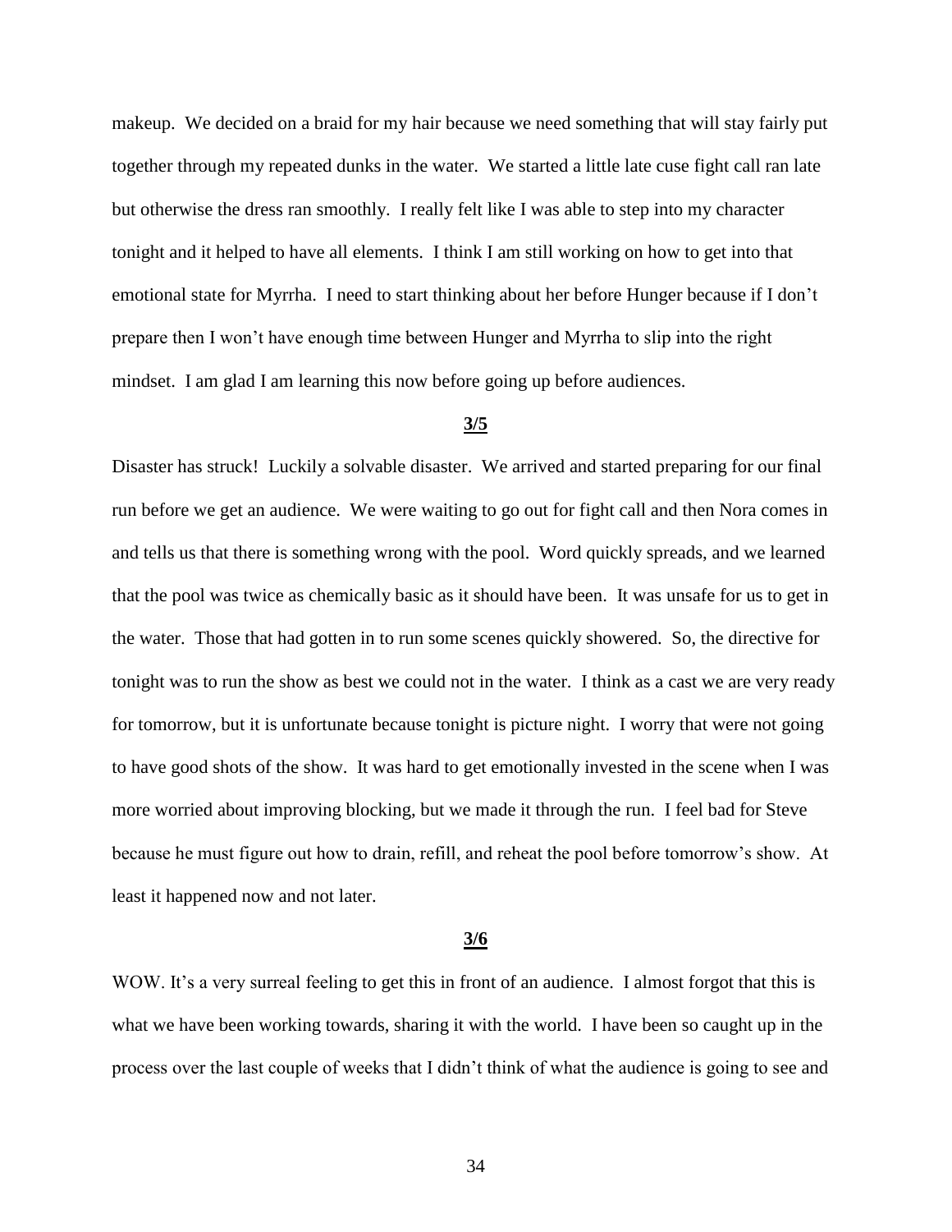makeup. We decided on a braid for my hair because we need something that will stay fairly put together through my repeated dunks in the water. We started a little late cuse fight call ran late but otherwise the dress ran smoothly. I really felt like I was able to step into my character tonight and it helped to have all elements. I think I am still working on how to get into that emotional state for Myrrha. I need to start thinking about her before Hunger because if I don't prepare then I won't have enough time between Hunger and Myrrha to slip into the right mindset. I am glad I am learning this now before going up before audiences.

**3/5**

Disaster has struck! Luckily a solvable disaster. We arrived and started preparing for our final run before we get an audience. We were waiting to go out for fight call and then Nora comes in and tells us that there is something wrong with the pool. Word quickly spreads, and we learned that the pool was twice as chemically basic as it should have been. It was unsafe for us to get in the water. Those that had gotten in to run some scenes quickly showered. So, the directive for tonight was to run the show as best we could not in the water. I think as a cast we are very ready for tomorrow, but it is unfortunate because tonight is picture night. I worry that were not going to have good shots of the show. It was hard to get emotionally invested in the scene when I was more worried about improving blocking, but we made it through the run. I feel bad for Steve because he must figure out how to drain, refill, and reheat the pool before tomorrow's show. At least it happened now and not later.

**3/6**

WOW. It's a very surreal feeling to get this in front of an audience. I almost forgot that this is what we have been working towards, sharing it with the world. I have been so caught up in the process over the last couple of weeks that I didn't think of what the audience is going to see and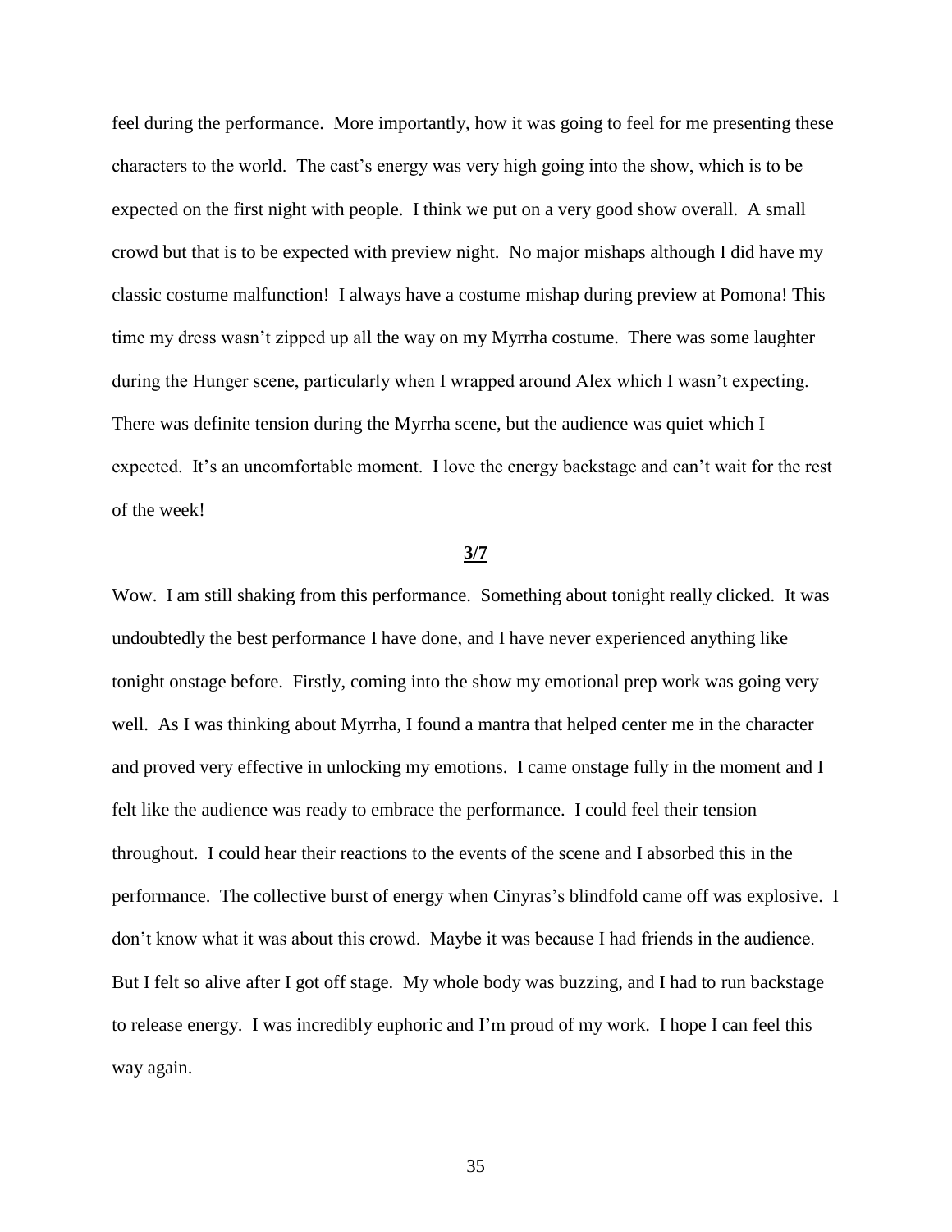feel during the performance. More importantly, how it was going to feel for me presenting these characters to the world. The cast's energy was very high going into the show, which is to be expected on the first night with people. I think we put on a very good show overall. A small crowd but that is to be expected with preview night. No major mishaps although I did have my classic costume malfunction! I always have a costume mishap during preview at Pomona! This time my dress wasn't zipped up all the way on my Myrrha costume. There was some laughter during the Hunger scene, particularly when I wrapped around Alex which I wasn't expecting. There was definite tension during the Myrrha scene, but the audience was quiet which I expected. It's an uncomfortable moment. I love the energy backstage and can't wait for the rest of the week!

**3/7**

Wow. I am still shaking from this performance. Something about tonight really clicked. It was undoubtedly the best performance I have done, and I have never experienced anything like tonight onstage before. Firstly, coming into the show my emotional prep work was going very well. As I was thinking about Myrrha, I found a mantra that helped center me in the character and proved very effective in unlocking my emotions. I came onstage fully in the moment and I felt like the audience was ready to embrace the performance. I could feel their tension throughout. I could hear their reactions to the events of the scene and I absorbed this in the performance. The collective burst of energy when Cinyras's blindfold came off was explosive. I don't know what it was about this crowd. Maybe it was because I had friends in the audience. But I felt so alive after I got off stage. My whole body was buzzing, and I had to run backstage to release energy. I was incredibly euphoric and I'm proud of my work. I hope I can feel this way again.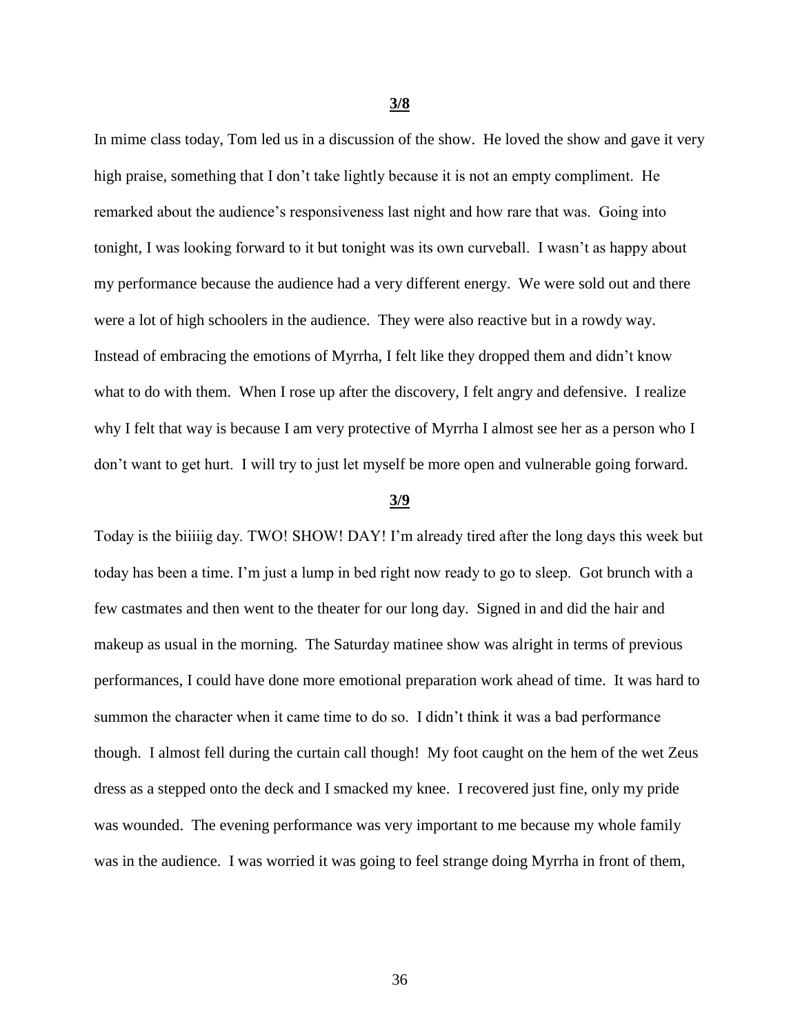**3/8**

In mime class today, Tom led us in a discussion of the show. He loved the show and gave it very high praise, something that I don't take lightly because it is not an empty compliment. He remarked about the audience's responsiveness last night and how rare that was. Going into tonight, I was looking forward to it but tonight was its own curveball. I wasn't as happy about my performance because the audience had a very different energy. We were sold out and there were a lot of high schoolers in the audience. They were also reactive but in a rowdy way. Instead of embracing the emotions of Myrrha, I felt like they dropped them and didn't know what to do with them. When I rose up after the discovery, I felt angry and defensive. I realize why I felt that way is because I am very protective of Myrrha I almost see her as a person who I don't want to get hurt. I will try to just let myself be more open and vulnerable going forward.

**3/9**

Today is the biiiiig day. TWO! SHOW! DAY! I'm already tired after the long days this week but today has been a time. I'm just a lump in bed right now ready to go to sleep. Got brunch with a few castmates and then went to the theater for our long day. Signed in and did the hair and makeup as usual in the morning. The Saturday matinee show was alright in terms of previous performances, I could have done more emotional preparation work ahead of time. It was hard to summon the character when it came time to do so. I didn't think it was a bad performance though. I almost fell during the curtain call though! My foot caught on the hem of the wet Zeus dress as a stepped onto the deck and I smacked my knee. I recovered just fine, only my pride was wounded. The evening performance was very important to me because my whole family was in the audience. I was worried it was going to feel strange doing Myrrha in front of them,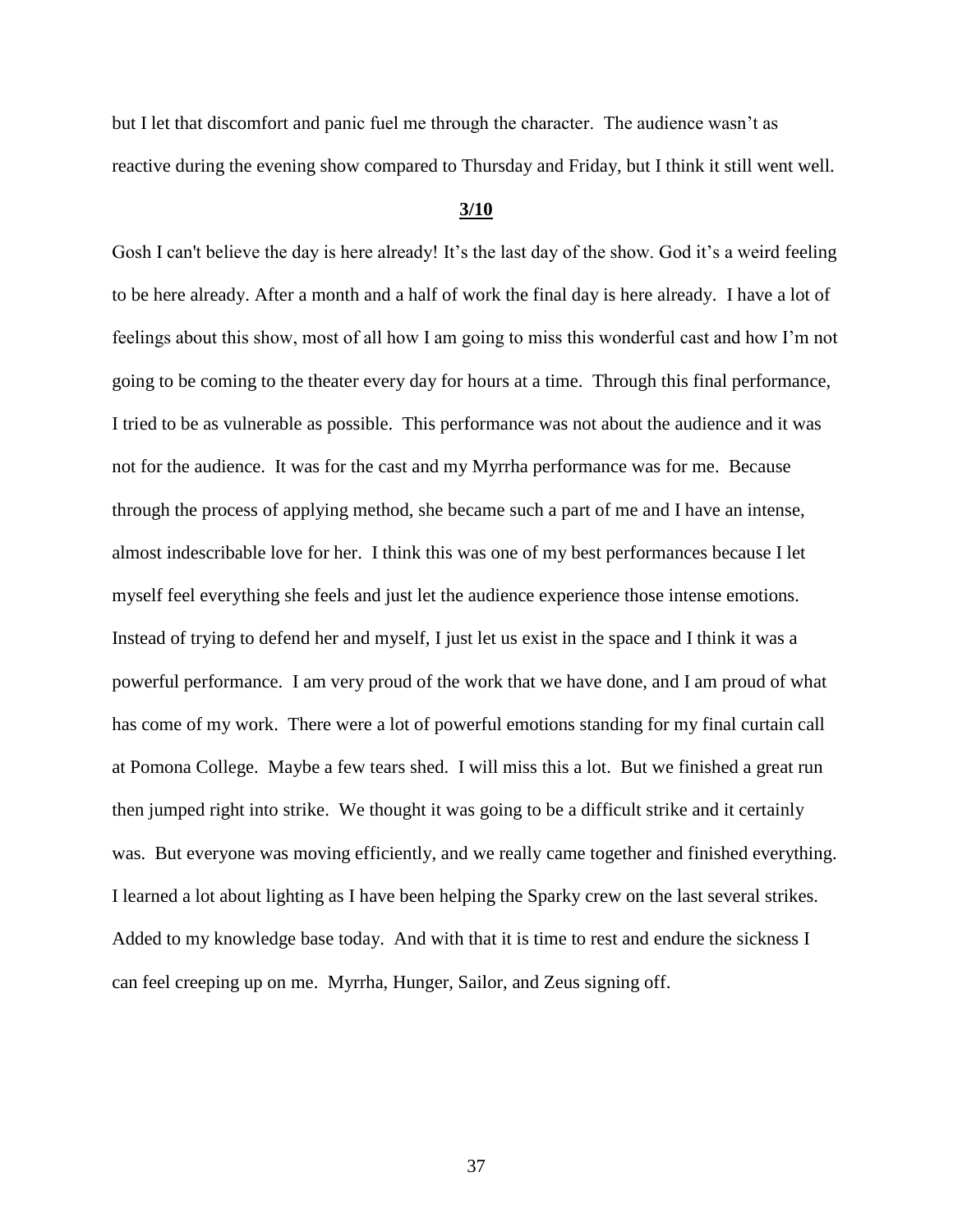but I let that discomfort and panic fuel me through the character. The audience wasn't as reactive during the evening show compared to Thursday and Friday, but I think it still went well.

**3/10**

Gosh I can't believe the day is here already! It's the last day of the show. God it's a weird feeling to be here already. After a month and a half of work the final day is here already. I have a lot of feelings about this show, most of all how I am going to miss this wonderful cast and how I'm not going to be coming to the theater every day for hours at a time. Through this final performance, I tried to be as vulnerable as possible. This performance was not about the audience and it was not for the audience. It was for the cast and my Myrrha performance was for me. Because through the process of applying method, she became such a part of me and I have an intense, almost indescribable love for her. I think this was one of my best performances because I let myself feel everything she feels and just let the audience experience those intense emotions. Instead of trying to defend her and myself, I just let us exist in the space and I think it was a powerful performance. I am very proud of the work that we have done, and I am proud of what has come of my work. There were a lot of powerful emotions standing for my final curtain call at Pomona College. Maybe a few tears shed. I will miss this a lot. But we finished a great run then jumped right into strike. We thought it was going to be a difficult strike and it certainly was. But everyone was moving efficiently, and we really came together and finished everything. I learned a lot about lighting as I have been helping the Sparky crew on the last several strikes. Added to my knowledge base today. And with that it is time to rest and endure the sickness I can feel creeping up on me. Myrrha, Hunger, Sailor, and Zeus signing off.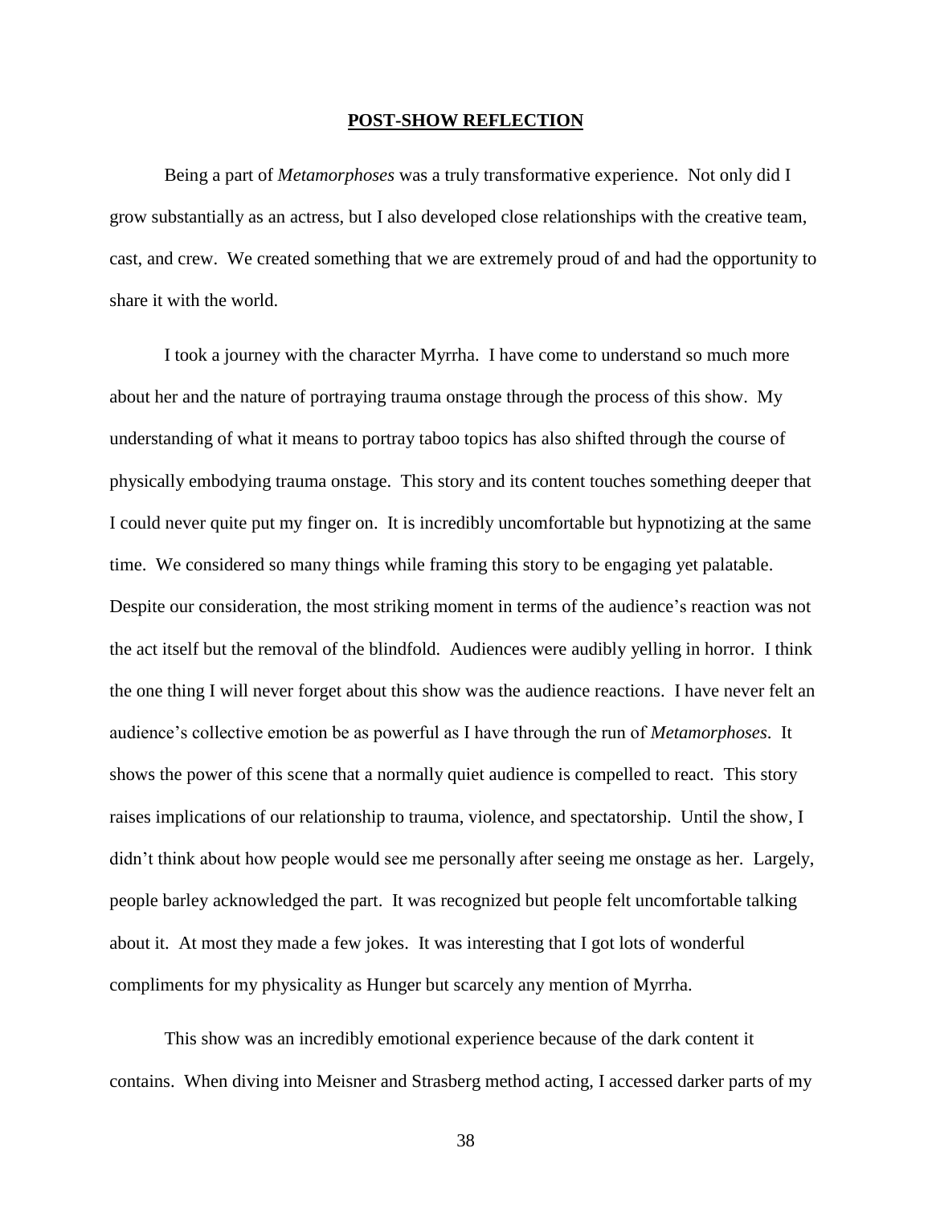## POST-SHOW REFLECTION

Being a part of *Metamorphoses* was a truly transformative experience. Not only did I grow substantially as an actress, but I also developed close relationships with the creative team, cast, and crew. We created something that we are extremely proud of and had the opportunity to share it with the world.

I took a journey with the character Myrrha. I have come to understand so much more about her and the nature of portraying trauma onstage through the process of this show. My understanding of what it means to portray taboo topics has also shifted through the course of physically embodying trauma onstage. This story and its content touches something deeper that I could never quite put my finger on. It is incredibly uncomfortable but hypnotizing at the same time. We considered so many things while framing this story to be engaging yet palatable. Despite our consideration, the most striking moment in terms of the audience's reaction was not the act itself but the removal of the blindfold. Audiences were audibly yelling in horror. I think the one thing I will never forget about this show was the audience reactions. I have never felt an audience's collective emotion be as powerful as I have through the run of *Metamorphoses*. It shows the power of this scene that a normally quiet audience is compelled to react. This story raises implications of our relationship to trauma, violence, and spectatorship. Until the show, I didn't think about how people would see me personally after seeing me onstage as her. Largely, people barley acknowledged the part. It was recognized but people felt uncomfortable talking about it. At most they made a few jokes. It was interesting that I got lots of wonderful compliments for my physicality as Hunger but scarcely any mention of Myrrha.

This show was an incredibly emotional experience because of the dark content it contains. When diving into Meisner and Strasberg method acting, I accessed darker parts of my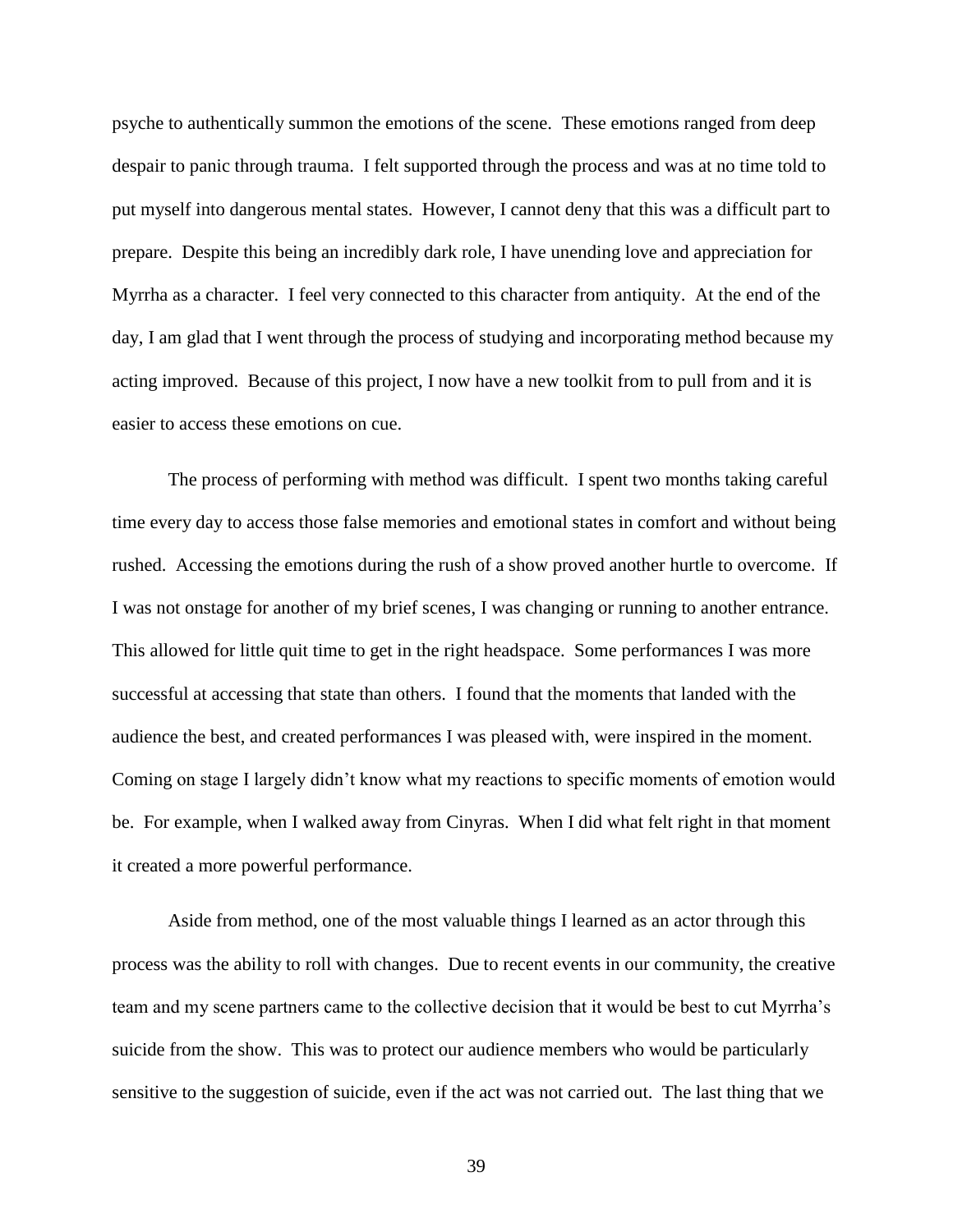psyche to authentically summon the emotions of the scene. These emotions ranged from deep despair to panic through trauma. I felt supported through the process and was at no time told to put myself into dangerous mental states. However, I cannot deny that this was a difficult part to prepare. Despite this being an incredibly dark role, I have unending love and appreciation for Myrrha as a character. I feel very connected to this character from antiquity. At the end of the day, I am glad that I went through the process of studying and incorporating method because my acting improved. Because of this project, I now have a new toolkit from to pull from and it is easier to access these emotions on cue.

The process of performing with method was difficult. I spent two months taking careful time every day to access those false memories and emotional states in comfort and without being rushed. Accessing the emotions during the rush of a show proved another hurtle to overcome. If I was not onstage for another of my brief scenes, I was changing or running to another entrance. This allowed for little quit time to get in the right headspace. Some performances I was more successful at accessing that state than others. I found that the moments that landed with the audience the best, and created performances I was pleased with, were inspired in the moment. Coming on stage I largely didn't know what my reactions to specific moments of emotion would be. For example, when I walked away from Cinyras. When I did what felt right in that moment it created a more powerful performance.

Aside from method, one of the most valuable things I learned as an actor through this process was the ability to roll with changes. Due to recent events in our community, the creative team and my scene partners came to the collective decision that it would be best to cut Myrrha's suicide from the show. This was to protect our audience members who would be particularly sensitive to the suggestion of suicide, even if the act was not carried out. The last thing that we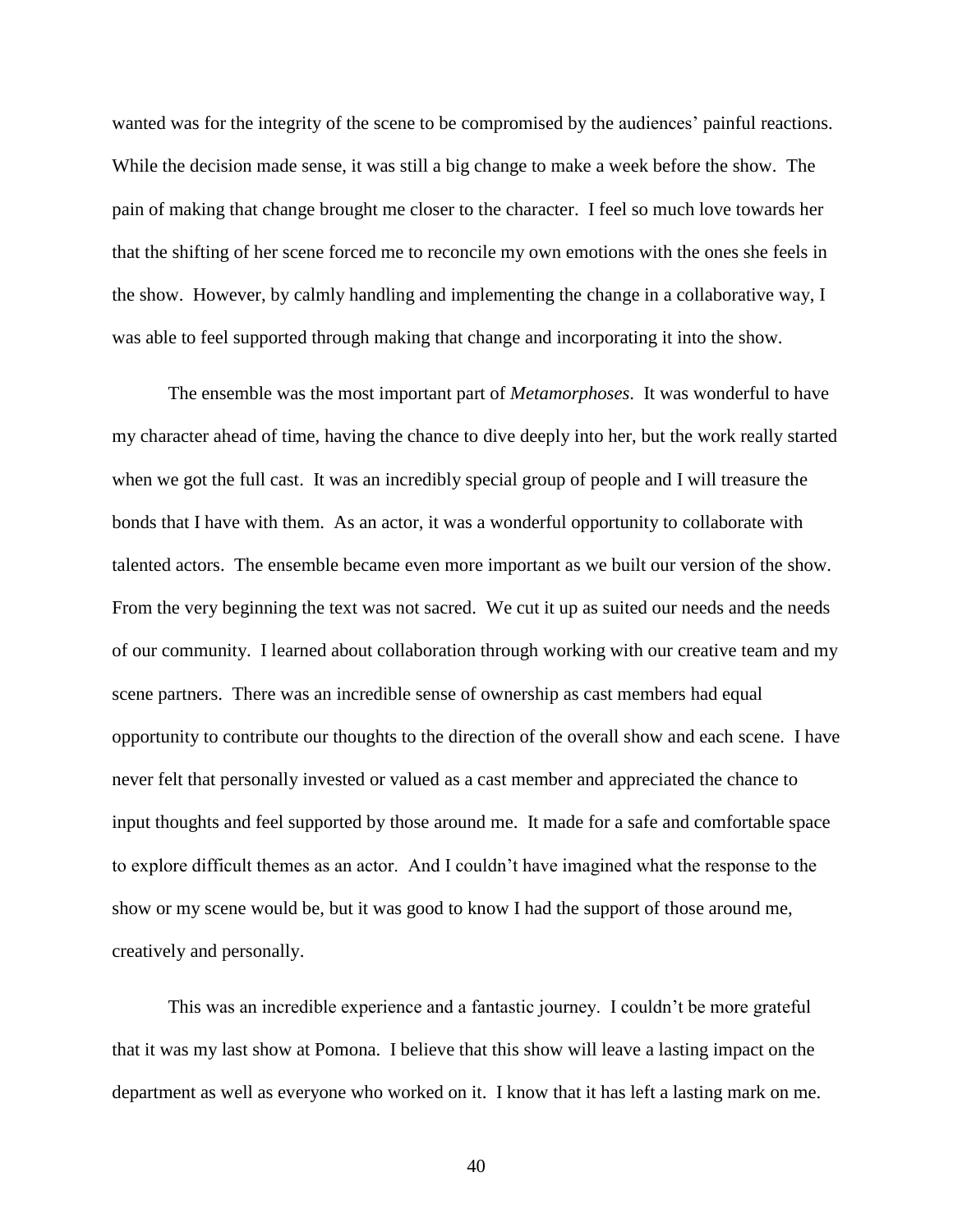wanted was for the integrity of the scene to be compromised by the audiences' painful reactions. While the decision made sense, it was still a big change to make a week before the show. The pain of making that change brought me closer to the character. I feel so much love towards her that the shifting of her scene forced me to reconcile my own emotions with the ones she feels in the show. However, by calmly handling and implementing the change in a collaborative way, I was able to feel supported through making that change and incorporating it into the show.

The ensemble was the most important part of *Metamorphoses*. It was wonderful to have my character ahead of time, having the chance to dive deeply into her, but the work really started when we got the full cast. It was an incredibly special group of people and I will treasure the bonds that I have with them. As an actor, it was a wonderful opportunity to collaborate with talented actors. The ensemble became even more important as we built our version of the show. From the very beginning the text was not sacred. We cut it up as suited our needs and the needs of our community. I learned about collaboration through working with our creative team and my scene partners. There was an incredible sense of ownership as cast members had equal opportunity to contribute our thoughts to the direction of the overall show and each scene. I have never felt that personally invested or valued as a cast member and appreciated the chance to input thoughts and feel supported by those around me. It made for a safe and comfortable space to explore difficult themes as an actor. And I couldn't have imagined what the response to the show or my scene would be, but it was good to know I had the support of those around me, creatively and personally.

This was an incredible experience and a fantastic journey. I couldn't be more grateful that it was my last show at Pomona. I believe that this show will leave a lasting impact on the department as well as everyone who worked on it. I know that it has left a lasting mark on me.